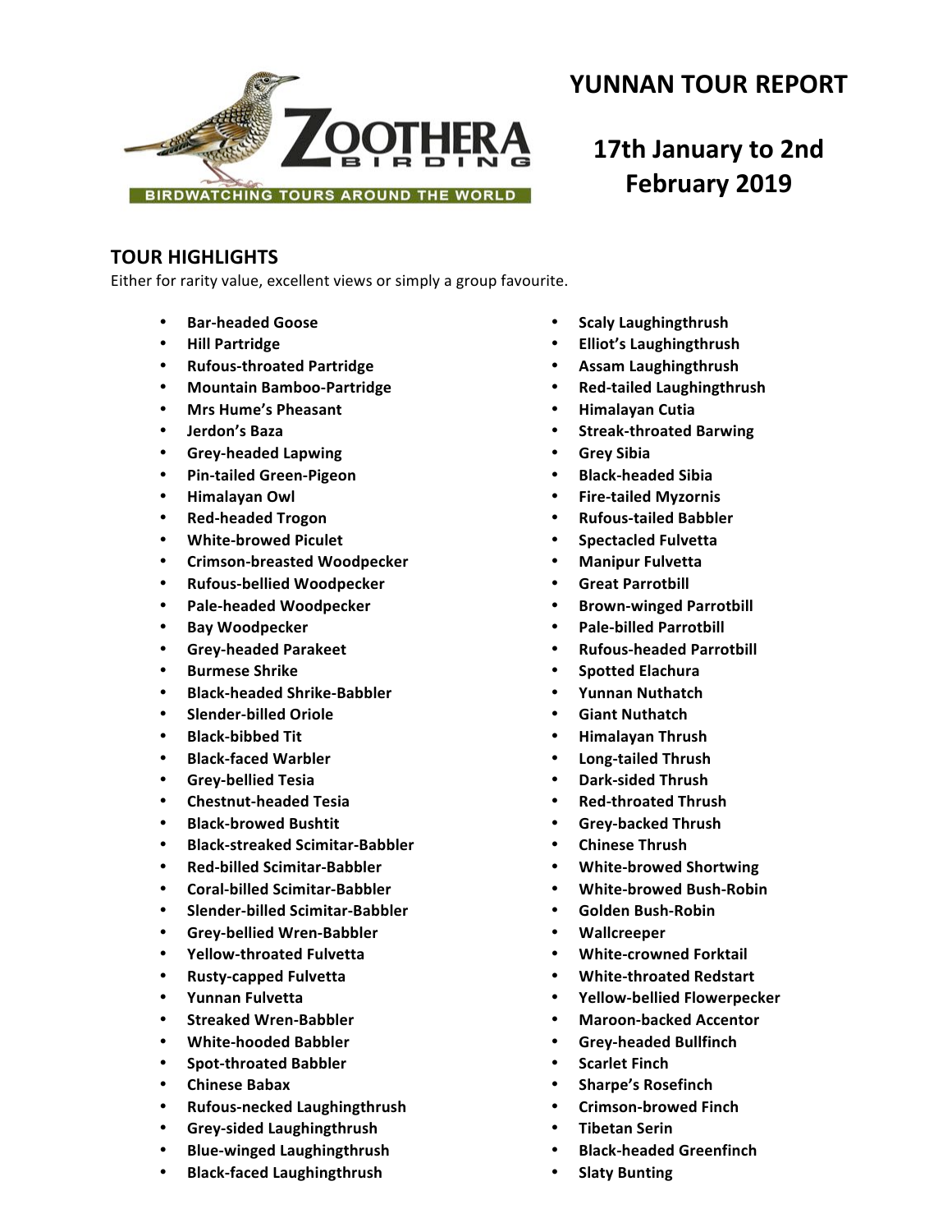# YUNNAN TOUR REPORT

## 17th January to 2nd February 2019

### TOUR HIGHLIGHTS

Either for rarity value, excellent views or simply a group favourite.

- **Bar-headed Goose**
- **Hill Partridge**
- **Rufous-throated Partridge**
- **Mountain Bamboo-Partridge**
- **Mrs Hume's Pheasant**
- **Jerdon's Baza**
- **Grey-headed Lapwing**
- **Pin-tailed Green-Pigeon**
- **Himalayan Owl**
- **Red-headed Trogon**
- **White-browed Piculet**
- **Crimson-breasted Woodpecker**
- **Rufous-bellied Woodpecker**
- **Pale-headed Woodpecker**
- **Bay Woodpecker**
- **Grey-headed Parakeet**
- **Burmese Shrike**
- **Black-headed Shrike-Babbler**
- **Slender-billed Oriole**
- **Black-bibbed Tit**
- **Black-faced Warbler**
- **Grey-bellied Tesia**
- **Chestnut-headed Tesia**
- **Black-browed Bushtit**
- **Black-streaked Scimitar-Babbler**
- **Red-billed Scimitar-Babbler**
- **Coral-billed Scimitar-Babbler**
- **Slender-billed Scimitar-Babbler**
- **Grey-bellied Wren-Babbler**
- **Yellow-throated Fulvetta**
- **Rusty-capped Fulvetta**
- **Yunnan Fulvetta**
- **Streaked Wren-Babbler**
- **White-hooded Babbler**
- **Spot-throated Babbler**
- **Chinese Babax**
- **Rufous-necked Laughingthrush**
- **Grey-sided Laughingthrush**
- **Blue-winged Laughingthrush**
- **Black-faced Laughingthrush**
- **Scaly Laughingthrush**
- **Elliot's Laughingthrush**
- **Assam Laughingthrush**
- **Red-tailed Laughingthrush**
- **Himalayan Cutia**
- **Streak-throated Barwing**
- **Grey Sibia**
- **Black-headed Sibia**
- **Fire-tailed Myzornis**
- **Rufous-tailed Babbler**
- **Spectacled Fulvetta**
- **Manipur Fulvetta**
- **Great Parrotbill**
- **Brown-winged Parrotbill**
- **Pale-billed Parrotbill**
- **Rufous-headed Parrotbill**
- **Spotted Elachura**
- **Yunnan Nuthatch**
- **Giant Nuthatch**
- **Himalayan Thrush**
- **Long-tailed Thrush**
- **Dark-sided Thrush**
- **Red-throated Thrush**
- **Grey-backed Thrush**
- **Chinese Thrush**
- **White-browed Shortwing**
- **White-browed Bush-Robin**
- **Golden Bush-Robin**
- **Wallcreeper**
- **White-crowned Forktail**
- **White-throated Redstart**
- **Yellow-bellied Flowerpecker**
- **Maroon-backed Accentor**
- **Grey-headed Bullfinch**
- **Scarlet Finch**
- **Sharpe's Rosefinch**
- **Crimson-browed Finch**
- **Tibetan Serin**
- **Black-headed Greenfinch**
- **Slaty Bunting**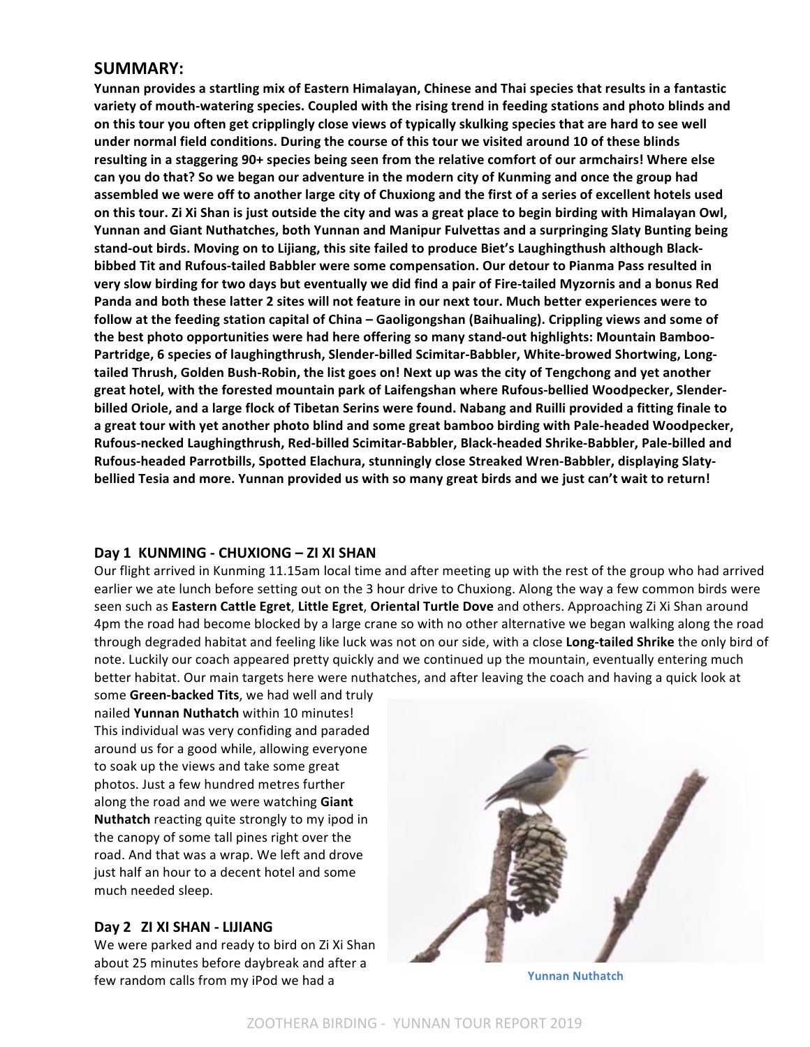## SUMMARY:

**Yunnan provides a startling mix of Eastern Himalayan, Chinese and Thai species that results in a fantastic variety of mouth-watering species. Coupled with the rising trend in feeding stations and photo blinds and on this tour you often get cripplingly close views of typically skulking species that are hard to see well under normal field conditions. During the course of this tour we visited around 10 of these blinds resulting in a staggering 90+ species being seen from the relative comfort of our armchairs! Where else can you do that? So we began our adventure in the modern city of Kunming and once the group had assembled we were off to another large city of Chuxiong and the first of a series of excellent hotels used on this tour. Zi Xi Shan is just outside the city and was a great place to begin birding with Himalayan Owl, Yunnan and Giant Nuthatches, both Yunnan and Manipur Fulvettas and a surpringing Slaty Bunting being stand-out birds. Moving on to Lijiang, this site failed to produce Biet's Laughingthush although Black-bibbed Tit and Rufous-tailed Babbler were some compensation. Our detour to Pianma Pass resulted in very slow birding for two days but eventually we did find a pair of Fire-tailed Myzornis and a bonus Red Panda and both these latter 2 sites will not feature in our next tour. Much better experiences were to follow at the feeding station capital of China – Gaoligongshan (Baihualing). Crippling views and some of the best photo opportunities were had here offering so many stand-out highlights: Mountain Bamboo-Partridge, 6 species of laughingthrush, Slender-billed Scimitar-Babbler, White-browed Shortwing, Long-tailed Thrush, Golden Bush-Robin, the list goes on! Next up was the city of Tengchong and yet another great hotel, with the forested mountain park of Laifengshan where Rufous-bellied Woodpecker, Slender-billed Oriole, and a large flock of Tibetan Serins were found. Nabang and Ruilli provided a fitting finale to a great tour with yet another photo blind and some great bamboo birding with Pale-headed Woodpecker, Rufous-necked Laughingthrush, Red-billed Scimitar-Babbler, Black-headed Shrike-Babbler, Pale-billed and Rufous-headed Parrotbills, Spotted Elachura, stunningly close Streaked Wren-Babbler, displaying Slaty-bellied Tesia and more. Yunnan provided us with so many great birds and we just can't wait to return!**

### Day 1 KUNMING - CHUXIONG – ZI XI SHAN

Our flight arrived in Kunming 11.15am local time and after meeting up with the rest of the group who had arrived earlier we ate lunch before setting out on the 3 hour drive to Chuxiong. Along the way a few common birds were seen such as **Eastern Cattle Egret**, **Little Egret**, **Oriental Turtle Dove** and others. Approaching Zi Xi Shan around 4pm the road had become blocked by a large crane so with no other alternative we began walking along the road through degraded habitat and feeling like luck was not on our side, with a close **Long-tailed Shrike** the only bird of note. Luckily our coach appeared pretty quickly and we continued up the mountain, eventually entering much better habitat. Our main targets here were nuthatches, and after leaving the coach and having a quick look at some **Green-backed Tits**, we had well and truly nailed **Yunnan Nuthatch** within 10 minutes! This individual was very confiding and paraded around us for a good while, allowing everyone to soak up the views and take some great photos. Just a few hundred metres further along the road and we were watching **Giant Nuthatch** reacting quite strongly to my ipod in the canopy of some tall pines right over the road. And that was a wrap. We left and drove just half an hour to a decent hotel and some much needed sleep.

Yunnan Nuthatch

### Day 2 ZI XI SHAN - LIJIANG

We were parked and ready to bird on Zi Xi Shan about 25 minutes before daybreak and after a few random calls from my iPod we had a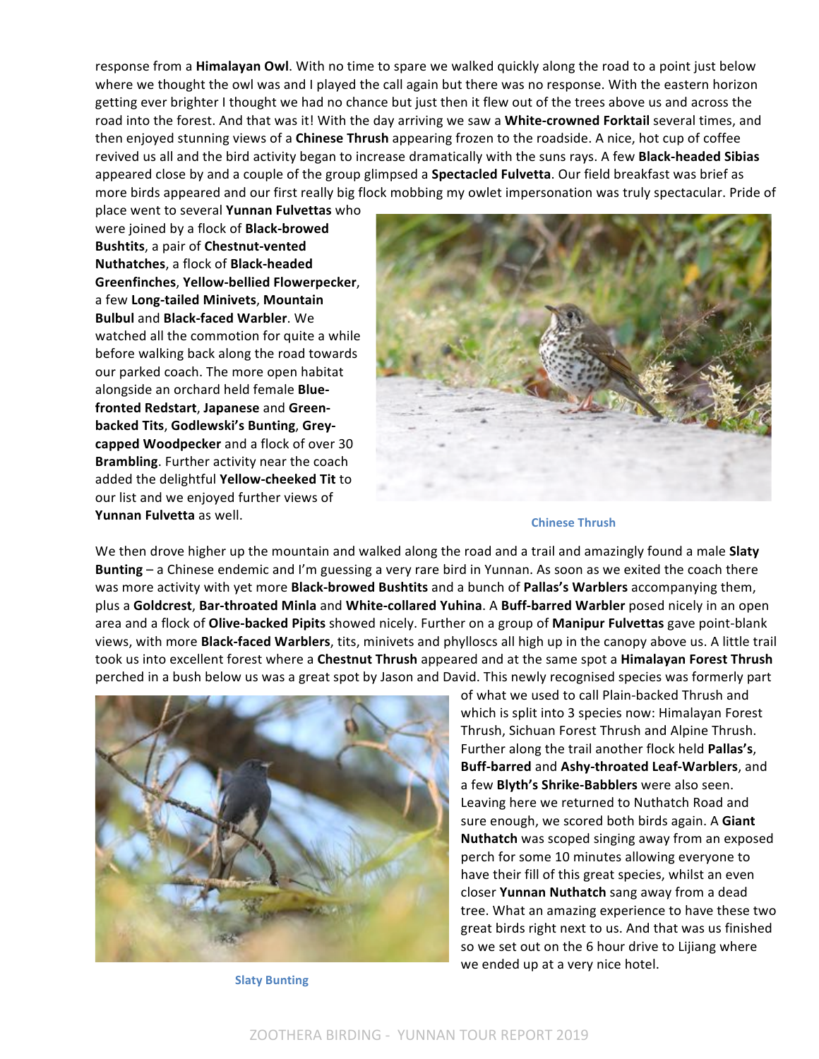response from a **Himalayan Owl**. With no time to spare we walked quickly along the road to a point just below where we thought the owl was and I played the call again but there was no response. With the eastern horizon getting ever brighter I thought we had no chance but just then it flew out of the trees above us and across the road into the forest. And that was it! With the day arriving we saw a **White-crowned Forktail** several times, and then enjoyed stunning views of a **Chinese Thrush** appearing frozen to the roadside. A nice, hot cup of coffee revived us all and the bird activity began to increase dramatically with the suns rays. A few **Black-headed Sibias** appeared close by and a couple of the group glimpsed a **Spectacled Fulvetta**. Our field breakfast was brief as more birds appeared and our first really big flock mobbing my owlet impersonation was truly spectacular. Pride of place went to several **Yunnan Fulvettas** who were joined by a flock of **Black-browed Bushtits**, a pair of **Chestnut-vented Nuthatches**, a flock of **Black-headed Greenfinches**, **Yellow-bellied Flowerpecker**, a few **Long-tailed Minivets**, **Mountain Bulbul** and **Black-faced Warbler**. We watched all the commotion for quite a while before walking back along the road towards our parked coach. The more open habitat alongside an orchard held female **Blue-fronted Redstart**, **Japanese** and **Green-backed Tits**, **Godlewski's Bunting**, **Grey-capped Woodpecker** and a flock of over 30 **Brambling**. Further activity near the coach added the delightful **Yellow-cheeked Tit** to our list and we enjoyed further views of **Yunnan Fulvetta** as well.

Chinese Thrush

We then drove higher up the mountain and walked along the road and a trail and amazingly found a male **Slaty Bunting** – a Chinese endemic and I'm guessing a very rare bird in Yunnan. As soon as we exited the coach there was more activity with yet more **Black-browed Bushtits** and a bunch of **Pallas's Warblers** accompanying them, plus a **Goldcrest**, **Bar-throated Minla** and **White-collared Yuhina**. A **Buff-barred Warbler** posed nicely in an open area and a flock of **Olive-backed Pipits** showed nicely. Further on a group of **Manipur Fulvettas** gave point-blank views, with more **Black-faced Warblers**, tits, minivets and phylloscs all high up in the canopy above us. A little trail took us into excellent forest where a **Chestnut Thrush** appeared and at the same spot a **Himalayan Forest Thrush** perched in a bush below us was a great spot by Jason and David. This newly recognised species was formerly part of what we used to call Plain-backed Thrush and which is split into 3 species now: Himalayan Forest Thrush, Sichuan Forest Thrush and Alpine Thrush. Further along the trail another flock held **Pallas's**, **Buff-barred** and **Ashy-throated Leaf-Warblers**, and a few **Blyth's Shrike-Babblers** were also seen. Leaving here we returned to Nuthatch Road and sure enough, we scored both birds again. A **Giant Nuthatch** was scoped singing away from an exposed perch for some 10 minutes allowing everyone to have their fill of this great species, whilst an even closer **Yunnan Nuthatch** sang from a dead tree. What an amazing experience to have these two great birds right next to us. And that was us finished so we set out on the 6 hour drive to Lijiang where we ended up at a very nice hotel.

Slaty Bunting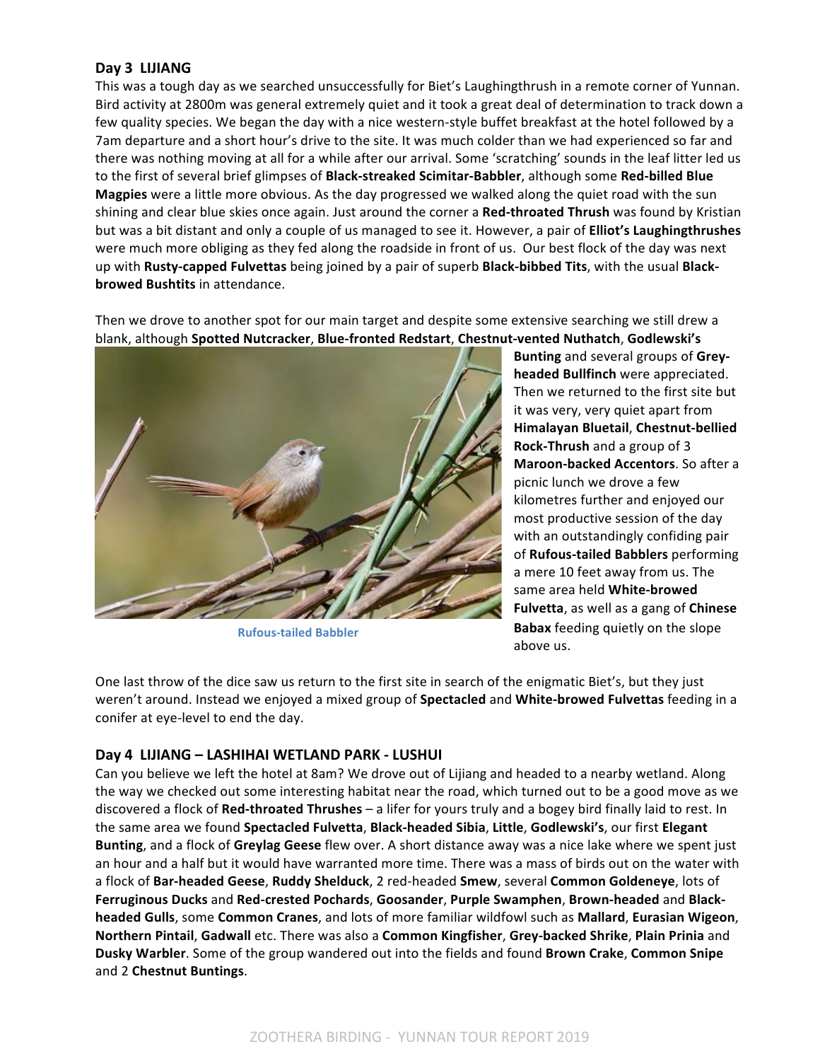## Day 3 LIJIANG

This was a tough day as we searched unsuccessfully for Biet's Laughingthrush in a remote corner of Yunnan. Bird activity at 2800m was general extremely quiet and it took a great deal of determination to track down a few quality species. We began the day with a nice western-style buffet breakfast at the hotel followed by a 7am departure and a short hour's drive to the site. It was much colder than we had experienced so far and there was nothing moving at all for a while after our arrival. Some 'scratching' sounds in the leaf litter led us to the first of several brief glimpses of **Black-streaked Scimitar-Babbler**, although some **Red-billed Blue Magpies** were a little more obvious. As the day progressed we walked along the quiet road with the sun shining and clear blue skies once again. Just around the corner a **Red-throated Thrush** was found by Kristian but was a bit distant and only a couple of us managed to see it. However, a pair of **Elliot's Laughingthrushes** were much more obliging as they fed along the roadside in front of us. Our best flock of the day was next up with **Rusty-capped Fulvettas** being joined by a pair of superb **Black-bibbed Tits**, with the usual **Black-browed Bushtits** in attendance.

Then we drove to another spot for our main target and despite some extensive searching we still drew a blank, although **Spotted Nutcracker**, **Blue-fronted Redstart**, **Chestnut-vented Nuthatch**, **Godlewski's Bunting** and several groups of **Grey-headed Bullfinch** were appreciated. Then we returned to the first site but it was very, very quiet apart from **Himalayan Bluetail**, **Chestnut-bellied Rock-Thrush** and a group of 3 **Maroon-backed Accentors**. So after a picnic lunch we drove a few kilometres further and enjoyed our most productive session of the day with an outstandingly confiding pair of **Rufous-tailed Babblers** performing a mere 10 feet away from us. The same area held **White-browed Fulvetta**, as well as a gang of **Chinese Babax** feeding quietly on the slope above us.

Rufous-tailed Babbler

One last throw of the dice saw us return to the first site in search of the enigmatic Biet's, but they just weren't around. Instead we enjoyed a mixed group of **Spectacled** and **White-browed Fulvettas** feeding in a conifer at eye-level to end the day.

## Day 4 LIJIANG – LASHIHAI WETLAND PARK - LUSHUI

Can you believe we left the hotel at 8am? We drove out of Lijiang and headed to a nearby wetland. Along the way we checked out some interesting habitat near the road, which turned out to be a good move as we discovered a flock of **Red-throated Thrushes** – a lifer for yours truly and a bogey bird finally laid to rest. In the same area we found **Spectacled Fulvetta**, **Black-headed Sibia**, **Little**, **Godlewski's**, our first **Elegant Bunting**, and a flock of **Greylag Geese** flew over. A short distance away was a nice lake where we spent just an hour and a half but it would have warranted more time. There was a mass of birds out on the water with a flock of **Bar-headed Geese**, **Ruddy Shelduck**, 2 red-headed **Smew**, several **Common Goldeneye**, lots of **Ferruginous Ducks** and **Red-crested Pochards**, **Goosander**, **Purple Swamphen**, **Brown-headed** and **Black-headed Gulls**, some **Common Cranes**, and lots of more familiar wildfowl such as **Mallard**, **Eurasian Wigeon**, **Northern Pintail**, **Gadwall** etc. There was also a **Common Kingfisher**, **Grey-backed Shrike**, **Plain Prinia** and **Dusky Warbler**. Some of the group wandered out into the fields and found **Brown Crake**, **Common Snipe** and 2 **Chestnut Buntings**.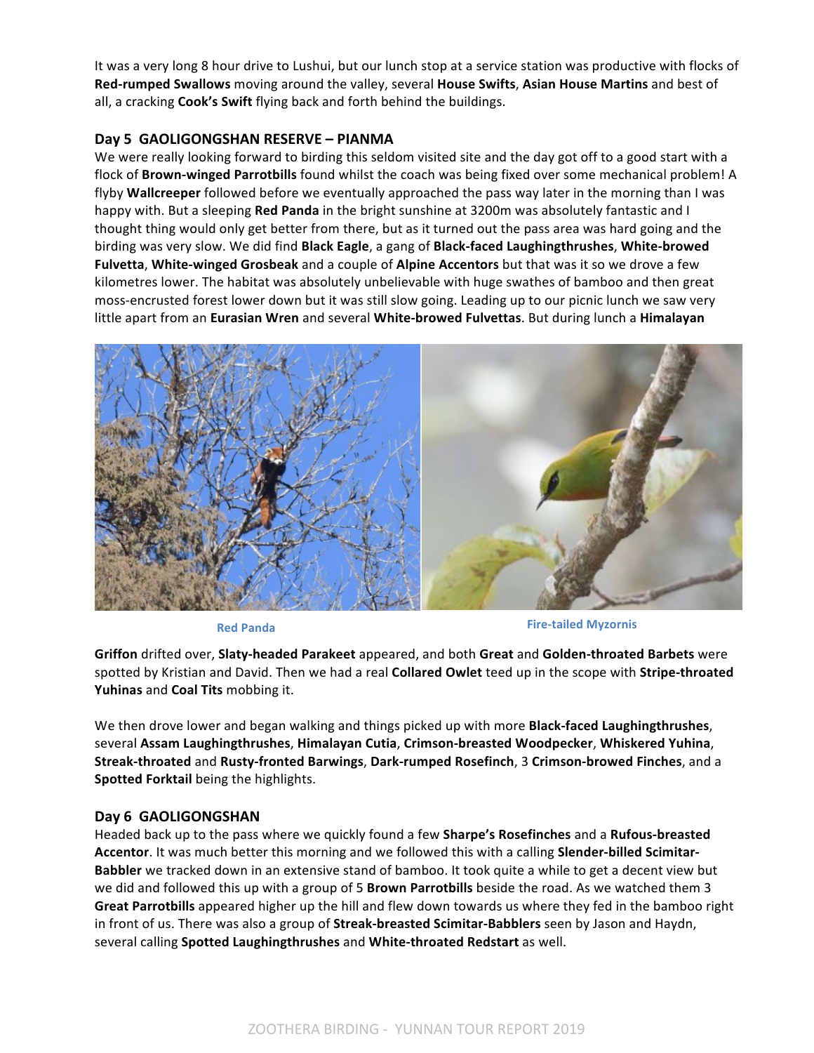It was a very long 8 hour drive to Lushui, but our lunch stop at a service station was productive with flocks of **Red-rumped Swallows** moving around the valley, several **House Swifts**, **Asian House Martins** and best of all, a cracking **Cook's Swift** flying back and forth behind the buildings.

## Day 5 GAOLIGONGSHAN RESERVE – PIANMA

We were really looking forward to birding this seldom visited site and the day got off to a good start with a flock of **Brown-winged Parrotbills** found whilst the coach was being fixed over some mechanical problem! A flyby **Wallcreeper** followed before we eventually approached the pass way later in the morning than I was happy with. But a sleeping **Red Panda** in the bright sunshine at 3200m was absolutely fantastic and I thought thing would only get better from there, but as it turned out the pass area was hard going and the birding was very slow. We did find **Black Eagle**, a gang of **Black-faced Laughingthrushes**, **White-browed Fulvetta**, **White-winged Grosbeak** and a couple of **Alpine Accentors** but that was it so we drove a few kilometres lower. The habitat was absolutely unbelievable with huge swathes of bamboo and then great moss-encrusted forest lower down but it was still slow going. Leading up to our picnic lunch we saw very little apart from an **Eurasian Wren** and several **White-browed Fulvettas**. But during lunch a **Himalayan Griffon** drifted over, **Slaty-headed Parakeet** appeared, and both **Great** and **Golden-throated Barbets** were spotted by Kristian and David. Then we had a real **Collared Owlet** teed up in the scope with **Stripe-throated Yuhinas** and **Coal Tits** mobbing it.

Red Panda

Fire-tailed Myzornis

We then drove lower and began walking and things picked up with more **Black-faced Laughingthrushes**, several **Assam Laughingthrushes**, **Himalayan Cutia**, **Crimson-breasted Woodpecker**, **Whiskered Yuhina**, **Streak-throated** and **Rusty-fronted Barwings**, **Dark-rumped Rosefinch**, 3 **Crimson-browed Finches**, and a **Spotted Forktail** being the highlights.

## Day 6 GAOLIGONGSHAN

Headed back up to the pass where we quickly found a few **Sharpe's Rosefinches** and a **Rufous-breasted Accentor**. It was much better this morning and we followed this with a calling **Slender-billed Scimitar-Babbler** we tracked down in an extensive stand of bamboo. It took quite a while to get a decent view but we did and followed this up with a group of 5 **Brown Parrotbills** beside the road. As we watched them 3 **Great Parrotbills** appeared higher up the hill and flew down towards us where they fed in the bamboo right in front of us. There was also a group of **Streak-breasted Scimitar-Babblers** seen by Jason and Haydn, several calling **Spotted Laughingthrushes** and **White-throated Redstart** as well.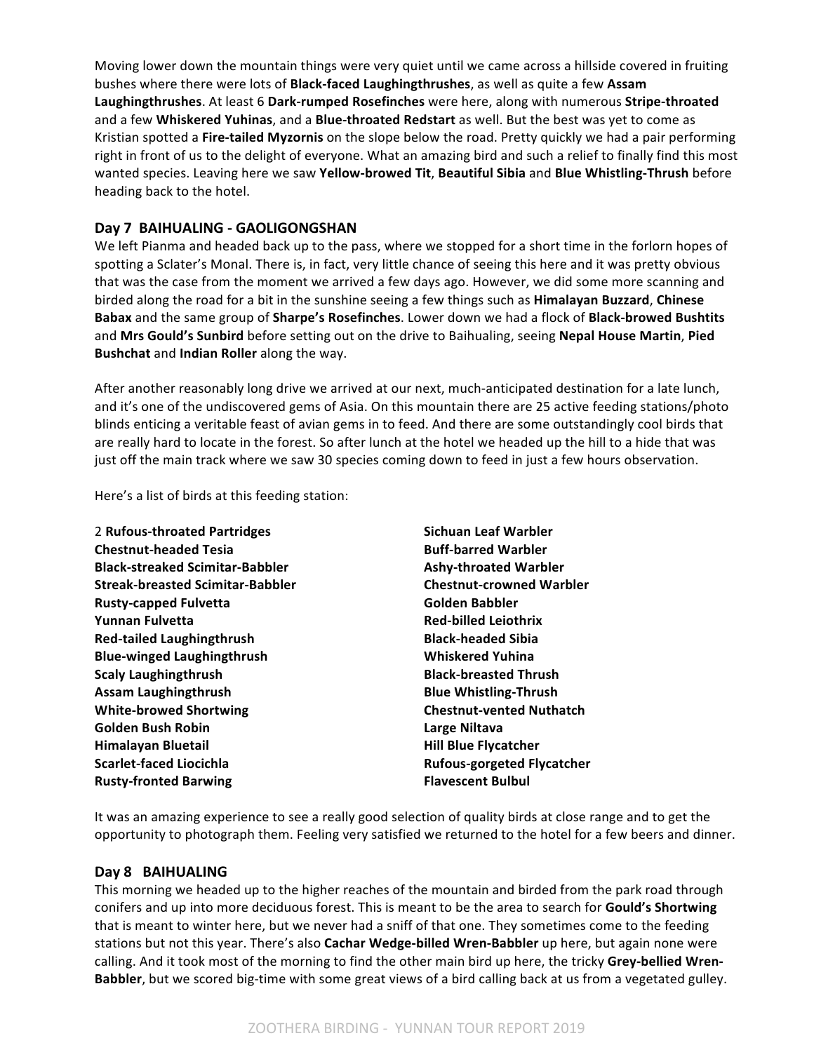Moving lower down the mountain things were very quiet until we came across a hillside covered in fruiting bushes where there were lots of **Black-faced Laughingthrushes**, as well as quite a few **Assam Laughingthrushes**. At least 6 **Dark-rumped Rosefinches** were here, along with numerous **Stripe-throated** and a few **Whiskered Yuhinas**, and a **Blue-throated Redstart** as well. But the best was yet to come as Kristian spotted a **Fire-tailed Myzornis** on the slope below the road. Pretty quickly we had a pair performing right in front of us to the delight of everyone. What an amazing bird and such a relief to finally find this most wanted species. Leaving here we saw **Yellow-browed Tit**, **Beautiful Sibia** and **Blue Whistling-Thrush** before heading back to the hotel.

## Day 7 BAIHUALING - GAOLIGONGSHAN

We left Pianma and headed back up to the pass, where we stopped for a short time in the forlorn hopes of spotting a Sclater's Monal. There is, in fact, very little chance of seeing this here and it was pretty obvious that was the case from the moment we arrived a few days ago. However, we did some more scanning and birded along the road for a bit in the sunshine seeing a few things such as **Himalayan Buzzard**, **Chinese Babax** and the same group of **Sharpe's Rosefinches**. Lower down we had a flock of **Black-browed Bushtits** and **Mrs Gould's Sunbird** before setting out on the drive to Baihualing, seeing **Nepal House Martin**, **Pied Bushchat** and **Indian Roller** along the way.

After another reasonably long drive we arrived at our next, much-anticipated destination for a late lunch, and it's one of the undiscovered gems of Asia. On this mountain there are 25 active feeding stations/photo blinds enticing a veritable feast of avian gems in to feed. And there are some outstandingly cool birds that are really hard to locate in the forest. So after lunch at the hotel we headed up the hill to a hide that was just off the main track where we saw 30 species coming down to feed in just a few hours observation.

Here's a list of birds at this feeding station:

2 **Rufous-throated Partridges**
**Chestnut-headed Tesia**
**Black-streaked Scimitar-Babbler**
**Streak-breasted Scimitar-Babbler**
**Rusty-capped Fulvetta**
**Yunnan Fulvetta**
**Red-tailed Laughingthrush**
**Blue-winged Laughingthrush**
**Scaly Laughingthrush**
**Assam Laughingthrush**
**White-browed Shortwing**
**Golden Bush Robin**
**Himalayan Bluetail**
**Scarlet-faced Liocichla**
**Rusty-fronted Barwing**
**Sichuan Leaf Warbler**
**Buff-barred Warbler**
**Ashy-throated Warbler**
**Chestnut-crowned Warbler**
**Golden Babbler**
**Red-billed Leiothrix**
**Black-headed Sibia**
**Whiskered Yuhina**
**Black-breasted Thrush**
**Blue Whistling-Thrush**
**Chestnut-vented Nuthatch**
**Large Niltava**
**Hill Blue Flycatcher**
**Rufous-gorgeted Flycatcher**
**Flavescent Bulbul**

It was an amazing experience to see a really good selection of quality birds at close range and to get the opportunity to photograph them. Feeling very satisfied we returned to the hotel for a few beers and dinner.

## Day 8 BAIHUALING

This morning we headed up to the higher reaches of the mountain and birded from the park road through conifers and up into more deciduous forest. This is meant to be the area to search for **Gould's Shortwing** that is meant to winter here, but we never had a sniff of that one. They sometimes come to the feeding stations but not this year. There's also **Cachar Wedge-billed Wren-Babbler** up here, but again none were calling. And it took most of the morning to find the other main bird up here, the tricky **Grey-bellied Wren-Babbler**, but we scored big-time with some great views of a bird calling back at us from a vegetated gulley.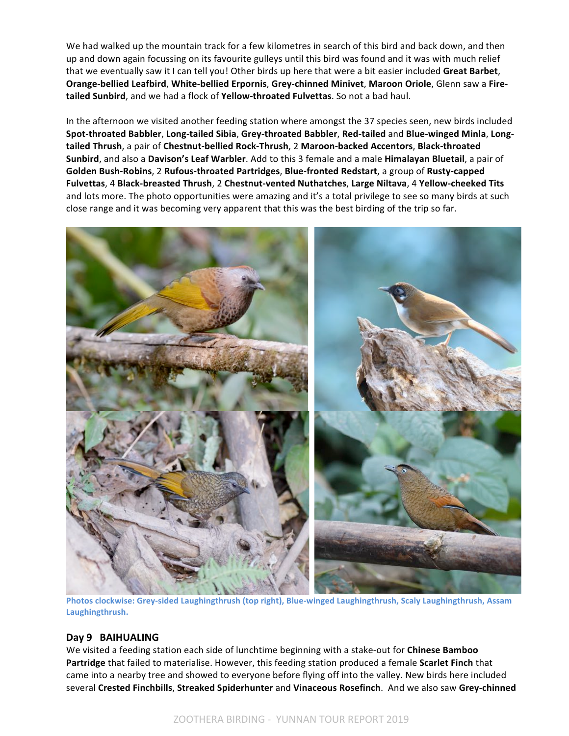We had walked up the mountain track for a few kilometres in search of this bird and back down, and then up and down again focussing on its favourite gulleys until this bird was found and it was with much relief that we eventually saw it I can tell you! Other birds up here that were a bit easier included **Great Barbet**, **Orange-bellied Leafbird**, **White-bellied Erpornis**, **Grey-chinned Minivet**, **Maroon Oriole**, Glenn saw a **Fire-tailed Sunbird**, and we had a flock of **Yellow-throated Fulvettas**. So not a bad haul.

In the afternoon we visited another feeding station where amongst the 37 species seen, new birds included **Spot-throated Babbler**, **Long-tailed Sibia**, **Grey-throated Babbler**, **Red-tailed** and **Blue-winged Minla**, **Long-tailed Thrush**, a pair of **Chestnut-bellied Rock-Thrush**, 2 **Maroon-backed Accentors**, **Black-throated Sunbird**, and also a **Davison's Leaf Warbler**. Add to this 3 female and a male **Himalayan Bluetail**, a pair of **Golden Bush-Robins**, 2 **Rufous-throated Partridges**, **Blue-fronted Redstart**, a group of **Rusty-capped Fulvettas**, 4 **Black-breasted Thrush**, 2 **Chestnut-vented Nuthatches**, **Large Niltava**, 4 **Yellow-cheeked Tits** and lots more. The photo opportunities were amazing and it's a total privilege to see so many birds at such close range and it was becoming very apparent that this was the best birding of the trip so far.

Photos clockwise: Grey-sided Laughingthrush (top right), Blue-winged Laughingthrush, Scaly Laughingthrush, Assam Laughingthrush.

## Day 9 BAIHUALING

We visited a feeding station each side of lunchtime beginning with a stake-out for **Chinese Bamboo Partridge** that failed to materialise. However, this feeding station produced a female **Scarlet Finch** that came into a nearby tree and showed to everyone before flying off into the valley. New birds here included several **Crested Finchbills**, **Streaked Spiderhunter** and **Vinaceous Rosefinch**. And we also saw **Grey-chinned**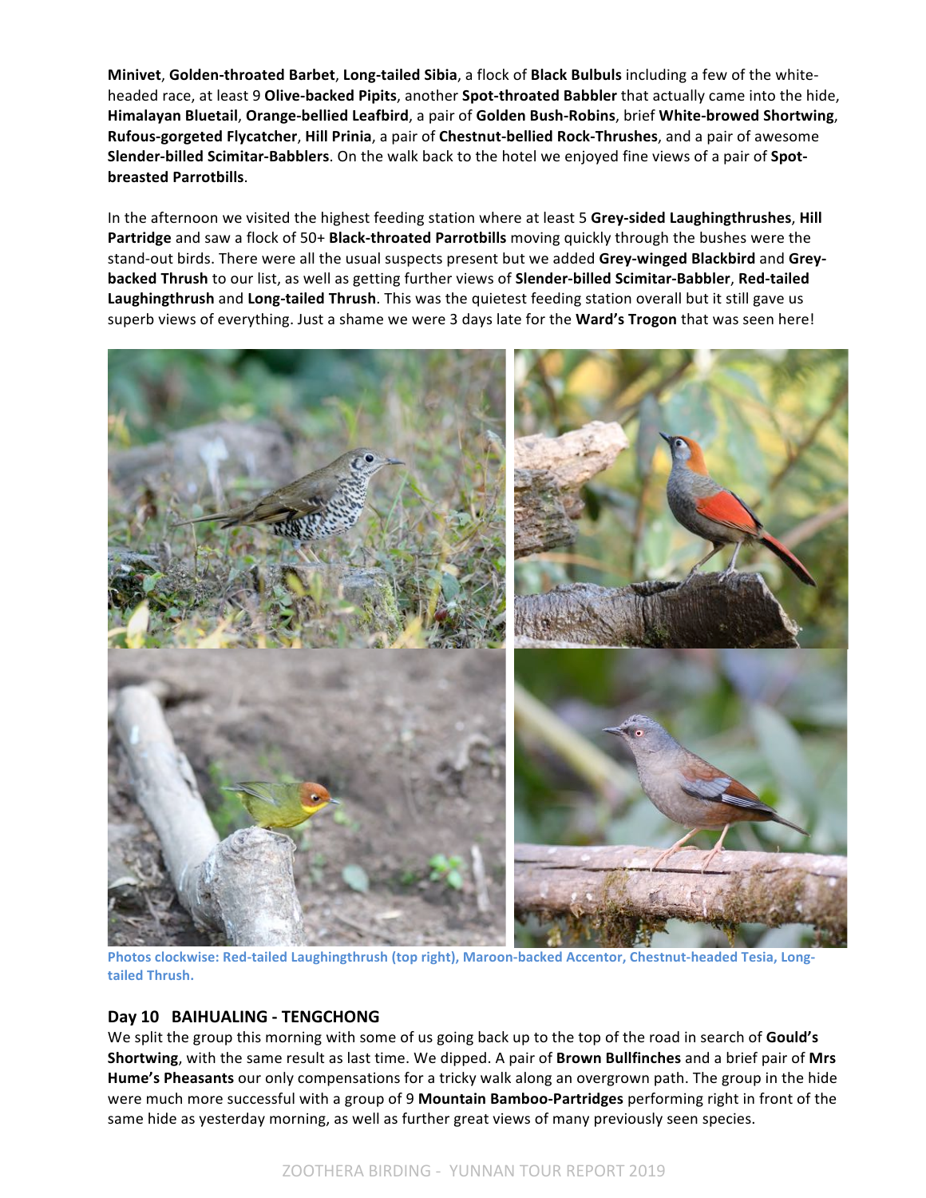**Minivet**, **Golden-throated Barbet**, **Long-tailed Sibia**, a flock of **Black Bulbuls** including a few of the white-headed race, at least 9 **Olive-backed Pipits**, another **Spot-throated Babbler** that actually came into the hide, **Himalayan Bluetail**, **Orange-bellied Leafbird**, a pair of **Golden Bush-Robins**, brief **White-browed Shortwing**, **Rufous-gorgeted Flycatcher**, **Hill Prinia**, a pair of **Chestnut-bellied Rock-Thrushes**, and a pair of awesome **Slender-billed Scimitar-Babblers**. On the walk back to the hotel we enjoyed fine views of a pair of **Spot-breasted Parrotbills**.

In the afternoon we visited the highest feeding station where at least 5 **Grey-sided Laughingthrushes**, **Hill Partridge** and saw a flock of 50+ **Black-throated Parrotbills** moving quickly through the bushes were the stand-out birds. There were all the usual suspects present but we added **Grey-winged Blackbird** and **Grey-backed Thrush** to our list, as well as getting further views of **Slender-billed Scimitar-Babbler**, **Red-tailed Laughingthrush** and **Long-tailed Thrush**. This was the quietest feeding station overall but it still gave us superb views of everything. Just a shame we were 3 days late for the **Ward's Trogon** that was seen here!

Photos clockwise: Red-tailed Laughingthrush (top right), Maroon-backed Accentor, Chestnut-headed Tesia, Long-tailed Thrush.

## Day 10 BAIHUALING - TENGCHONG

We split the group this morning with some of us going back up to the top of the road in search of **Gould's Shortwing**, with the same result as last time. We dipped. A pair of **Brown Bullfinches** and a brief pair of **Mrs Hume's Pheasants** our only compensations for a tricky walk along an overgrown path. The group in the hide were much more successful with a group of 9 **Mountain Bamboo-Partridges** performing right in front of the same hide as yesterday morning, as well as further great views of many previously seen species.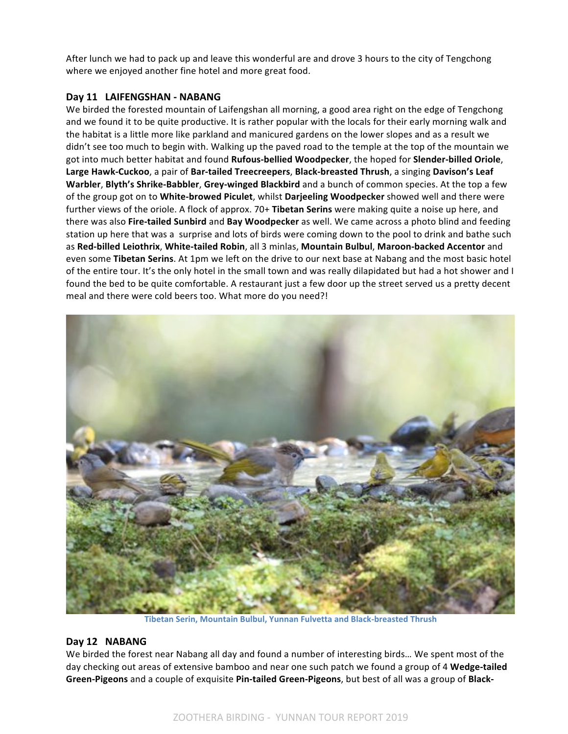After lunch we had to pack up and leave this wonderful are and drove 3 hours to the city of Tengchong where we enjoyed another fine hotel and more great food.

## Day 11 LAIFENGSHAN - NABANG

We birded the forested mountain of Laifengshan all morning, a good area right on the edge of Tengchong and we found it to be quite productive. It is rather popular with the locals for their early morning walk and the habitat is a little more like parkland and manicured gardens on the lower slopes and as a result we didn't see too much to begin with. Walking up the paved road to the temple at the top of the mountain we got into much better habitat and found **Rufous-bellied Woodpecker**, the hoped for **Slender-billed Oriole**, **Large Hawk-Cuckoo**, a pair of **Bar-tailed Treecreepers**, **Black-breasted Thrush**, a singing **Davison's Leaf Warbler**, **Blyth's Shrike-Babbler**, **Grey-winged Blackbird** and a bunch of common species. At the top a few of the group got on to **White-browed Piculet**, whilst **Darjeeling Woodpecker** showed well and there were further views of the oriole. A flock of approx. 70+ **Tibetan Serins** were making quite a noise up here, and there was also **Fire-tailed Sunbird** and **Bay Woodpecker** as well. We came across a photo blind and feeding station up here that was a surprise and lots of birds were coming down to the pool to drink and bathe such as **Red-billed Leiothrix**, **White-tailed Robin**, all 3 minlas, **Mountain Bulbul**, **Maroon-backed Accentor** and even some **Tibetan Serins**. At 1pm we left on the drive to our next base at Nabang and the most basic hotel of the entire tour. It's the only hotel in the small town and was really dilapidated but had a hot shower and I found the bed to be quite comfortable. A restaurant just a few door up the street served us a pretty decent meal and there were cold beers too. What more do you need?!

Tibetan Serin, Mountain Bulbul, Yunnan Fulvetta and Black-breasted Thrush

## Day 12 NABANG

We birded the forest near Nabang all day and found a number of interesting birds… We spent most of the day checking out areas of extensive bamboo and near one such patch we found a group of 4 **Wedge-tailed Green-Pigeons** and a couple of exquisite **Pin-tailed Green-Pigeons**, but best of all was a group of **Black-**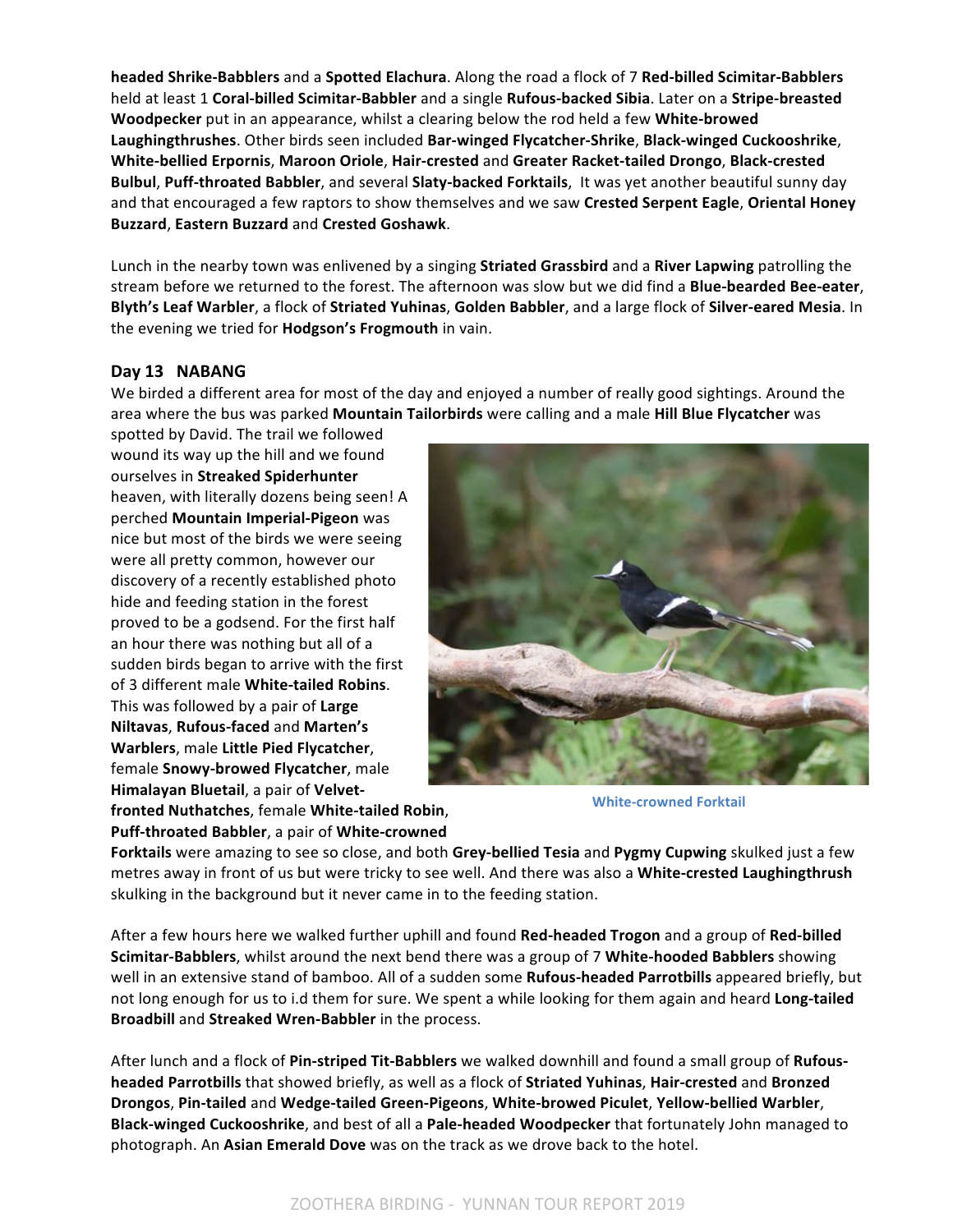**headed Shrike-Babblers** and a **Spotted Elachura**. Along the road a flock of 7 **Red-billed Scimitar-Babblers** held at least 1 **Coral-billed Scimitar-Babbler** and a single **Rufous-backed Sibia**. Later on a **Stripe-breasted Woodpecker** put in an appearance, whilst a clearing below the rod held a few **White-browed Laughingthrushes**. Other birds seen included **Bar-winged Flycatcher-Shrike**, **Black-winged Cuckooshrike**, **White-bellied Erpornis**, **Maroon Oriole**, **Hair-crested** and **Greater Racket-tailed Drongo**, **Black-crested Bulbul**, **Puff-throated Babbler**, and several **Slaty-backed Forktails**, It was yet another beautiful sunny day and that encouraged a few raptors to show themselves and we saw **Crested Serpent Eagle**, **Oriental Honey Buzzard**, **Eastern Buzzard** and **Crested Goshawk**.

Lunch in the nearby town was enlivened by a singing **Striated Grassbird** and a **River Lapwing** patrolling the stream before we returned to the forest. The afternoon was slow but we did find a **Blue-bearded Bee-eater**, **Blyth's Leaf Warbler**, a flock of **Striated Yuhinas**, **Golden Babbler**, and a large flock of **Silver-eared Mesia**. In the evening we tried for **Hodgson's Frogmouth** in vain.

## Day 13 NABANG

We birded a different area for most of the day and enjoyed a number of really good sightings. Around the area where the bus was parked **Mountain Tailorbirds** were calling and a male **Hill Blue Flycatcher** was spotted by David. The trail we followed wound its way up the hill and we found ourselves in **Streaked Spiderhunter** heaven, with literally dozens being seen! A perched **Mountain Imperial-Pigeon** was nice but most of the birds we were seeing were all pretty common, however our discovery of a recently established photo hide and feeding station in the forest proved to be a godsend. For the first half an hour there was nothing but all of a sudden birds began to arrive with the first of 3 different male **White-tailed Robins**. This was followed by a pair of **Large Niltavas**, **Rufous-faced** and **Marten's Warblers**, male **Little Pied Flycatcher**, female **Snowy-browed Flycatcher**, male **Himalayan Bluetail**, a pair of **Velvet-fronted Nuthatches**, female **White-tailed Robin**, **Puff-throated Babbler**, a pair of **White-crowned Forktails** were amazing to see so close, and both **Grey-bellied Tesia** and **Pygmy Cupwing** skulked just a few metres away in front of us but were tricky to see well. And there was also a **White-crested Laughingthrush** skulking in the background but it never came in to the feeding station.

White-crowned Forktail

After a few hours here we walked further uphill and found **Red-headed Trogon** and a group of **Red-billed Scimitar-Babblers**, whilst around the next bend there was a group of 7 **White-hooded Babblers** showing well in an extensive stand of bamboo. All of a sudden some **Rufous-headed Parrotbills** appeared briefly, but not long enough for us to i.d them for sure. We spent a while looking for them again and heard **Long-tailed Broadbill** and **Streaked Wren-Babbler** in the process.

After lunch and a flock of **Pin-striped Tit-Babblers** we walked downhill and found a small group of **Rufous-headed Parrotbills** that showed briefly, as well as a flock of **Striated Yuhinas**, **Hair-crested** and **Bronzed Drongos**, **Pin-tailed** and **Wedge-tailed Green-Pigeons**, **White-browed Piculet**, **Yellow-bellied Warbler**, **Black-winged Cuckooshrike**, and best of all a **Pale-headed Woodpecker** that fortunately John managed to photograph. An **Asian Emerald Dove** was on the track as we drove back to the hotel.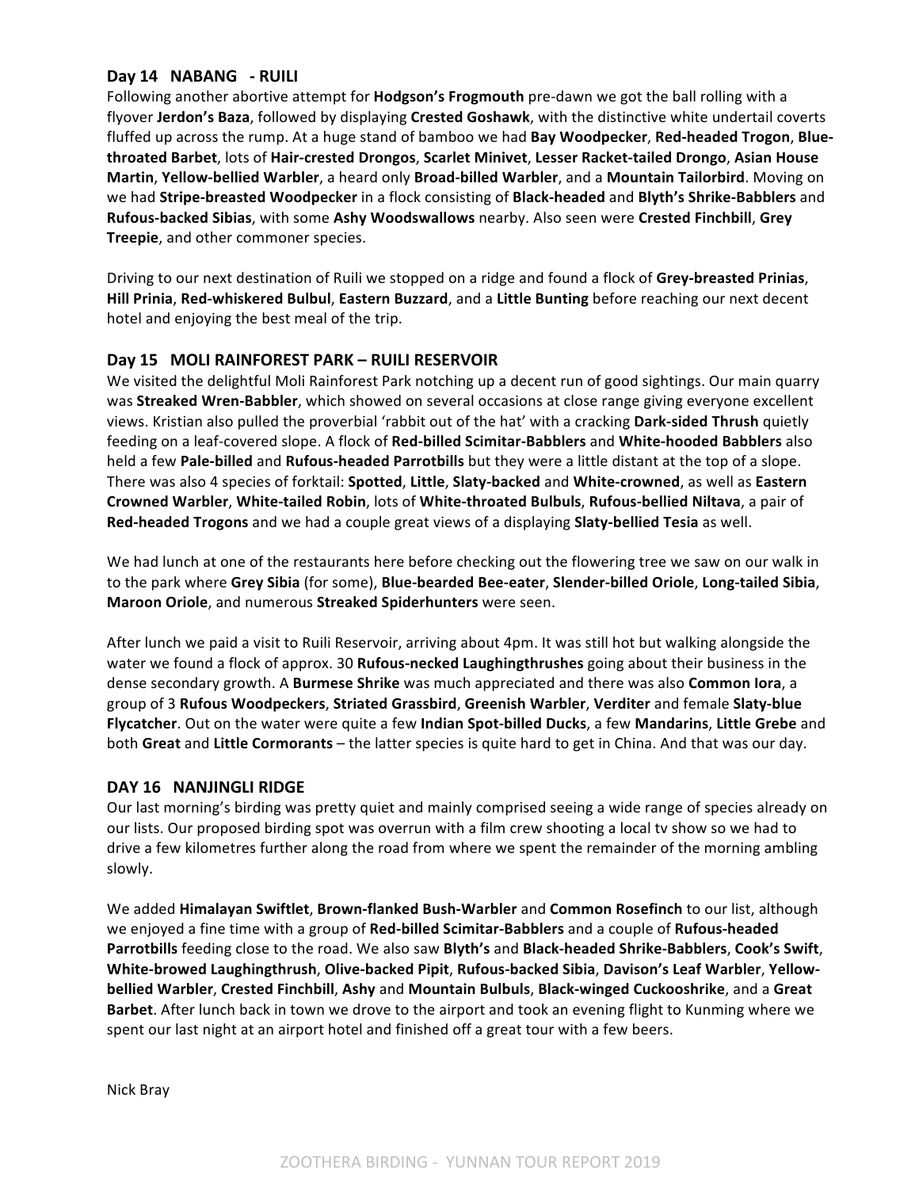## Day 14 NABANG - RUILI

Following another abortive attempt for **Hodgson's Frogmouth** pre-dawn we got the ball rolling with a flyover **Jerdon's Baza**, followed by displaying **Crested Goshawk**, with the distinctive white undertail coverts fluffed up across the rump. At a huge stand of bamboo we had **Bay Woodpecker**, **Red-headed Trogon**, **Blue-throated Barbet**, lots of **Hair-crested Drongos**, **Scarlet Minivet**, **Lesser Racket-tailed Drongo**, **Asian House Martin**, **Yellow-bellied Warbler**, a heard only **Broad-billed Warbler**, and a **Mountain Tailorbird**. Moving on we had **Stripe-breasted Woodpecker** in a flock consisting of **Black-headed** and **Blyth's Shrike-Babblers** and **Rufous-backed Sibias**, with some **Ashy Woodswallows** nearby. Also seen were **Crested Finchbill**, **Grey Treepie**, and other commoner species.

Driving to our next destination of Ruili we stopped on a ridge and found a flock of **Grey-breasted Prinias**, **Hill Prinia**, **Red-whiskered Bulbul**, **Eastern Buzzard**, and a **Little Bunting** before reaching our next decent hotel and enjoying the best meal of the trip.

## Day 15 MOLI RAINFOREST PARK – RUILI RESERVOIR

We visited the delightful Moli Rainforest Park notching up a decent run of good sightings. Our main quarry was **Streaked Wren-Babbler**, which showed on several occasions at close range giving everyone excellent views. Kristian also pulled the proverbial 'rabbit out of the hat' with a cracking **Dark-sided Thrush** quietly feeding on a leaf-covered slope. A flock of **Red-billed Scimitar-Babblers** and **White-hooded Babblers** also held a few **Pale-billed** and **Rufous-headed Parrotbills** but they were a little distant at the top of a slope. There was also 4 species of forktail: **Spotted**, **Little**, **Slaty-backed** and **White-crowned**, as well as **Eastern Crowned Warbler**, **White-tailed Robin**, lots of **White-throated Bulbuls**, **Rufous-bellied Niltava**, a pair of **Red-headed Trogons** and we had a couple great views of a displaying **Slaty-bellied Tesia** as well.

We had lunch at one of the restaurants here before checking out the flowering tree we saw on our walk in to the park where **Grey Sibia** (for some), **Blue-bearded Bee-eater**, **Slender-billed Oriole**, **Long-tailed Sibia**, **Maroon Oriole**, and numerous **Streaked Spiderhunters** were seen.

After lunch we paid a visit to Ruili Reservoir, arriving about 4pm. It was still hot but walking alongside the water we found a flock of approx. 30 **Rufous-necked Laughingthrushes** going about their business in the dense secondary growth. A **Burmese Shrike** was much appreciated and there was also **Common Iora**, a group of 3 **Rufous Woodpeckers**, **Striated Grassbird**, **Greenish Warbler**, **Verditer** and female **Slaty-blue Flycatcher**. Out on the water were quite a few **Indian Spot-billed Ducks**, a few **Mandarins**, **Little Grebe** and both **Great** and **Little Cormorants** – the latter species is quite hard to get in China. And that was our day.

## DAY 16 NANJINGLI RIDGE

Our last morning's birding was pretty quiet and mainly comprised seeing a wide range of species already on our lists. Our proposed birding spot was overrun with a film crew shooting a local tv show so we had to drive a few kilometres further along the road from where we spent the remainder of the morning ambling slowly.

We added **Himalayan Swiftlet**, **Brown-flanked Bush-Warbler** and **Common Rosefinch** to our list, although we enjoyed a fine time with a group of **Red-billed Scimitar-Babblers** and a couple of **Rufous-headed Parrotbills** feeding close to the road. We also saw **Blyth's** and **Black-headed Shrike-Babblers**, **Cook's Swift**, **White-browed Laughingthrush**, **Olive-backed Pipit**, **Rufous-backed Sibia**, **Davison's Leaf Warbler**, **Yellow-bellied Warbler**, **Crested Finchbill**, **Ashy** and **Mountain Bulbuls**, **Black-winged Cuckooshrike**, and a **Great Barbet**. After lunch back in town we drove to the airport and took an evening flight to Kunming where we spent our last night at an airport hotel and finished off a great tour with a few beers.

Nick Bray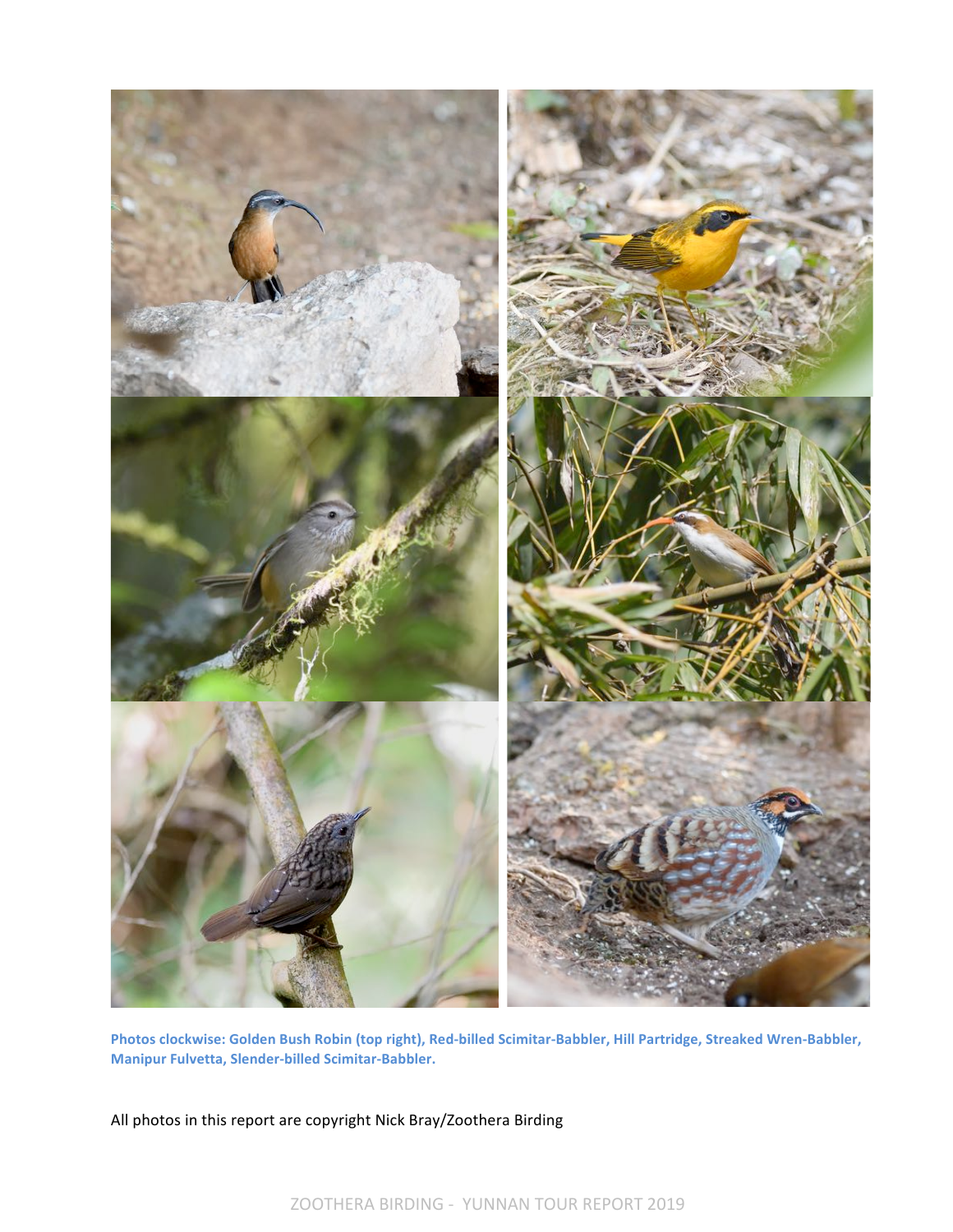**Photos clockwise: Golden Bush Robin (top right), Red-billed Scimitar-Babbler, Hill Partridge, Streaked Wren-Babbler, Manipur Fulvetta, Slender-billed Scimitar-Babbler.**

All photos in this report are copyright Nick Bray/Zoothera Birding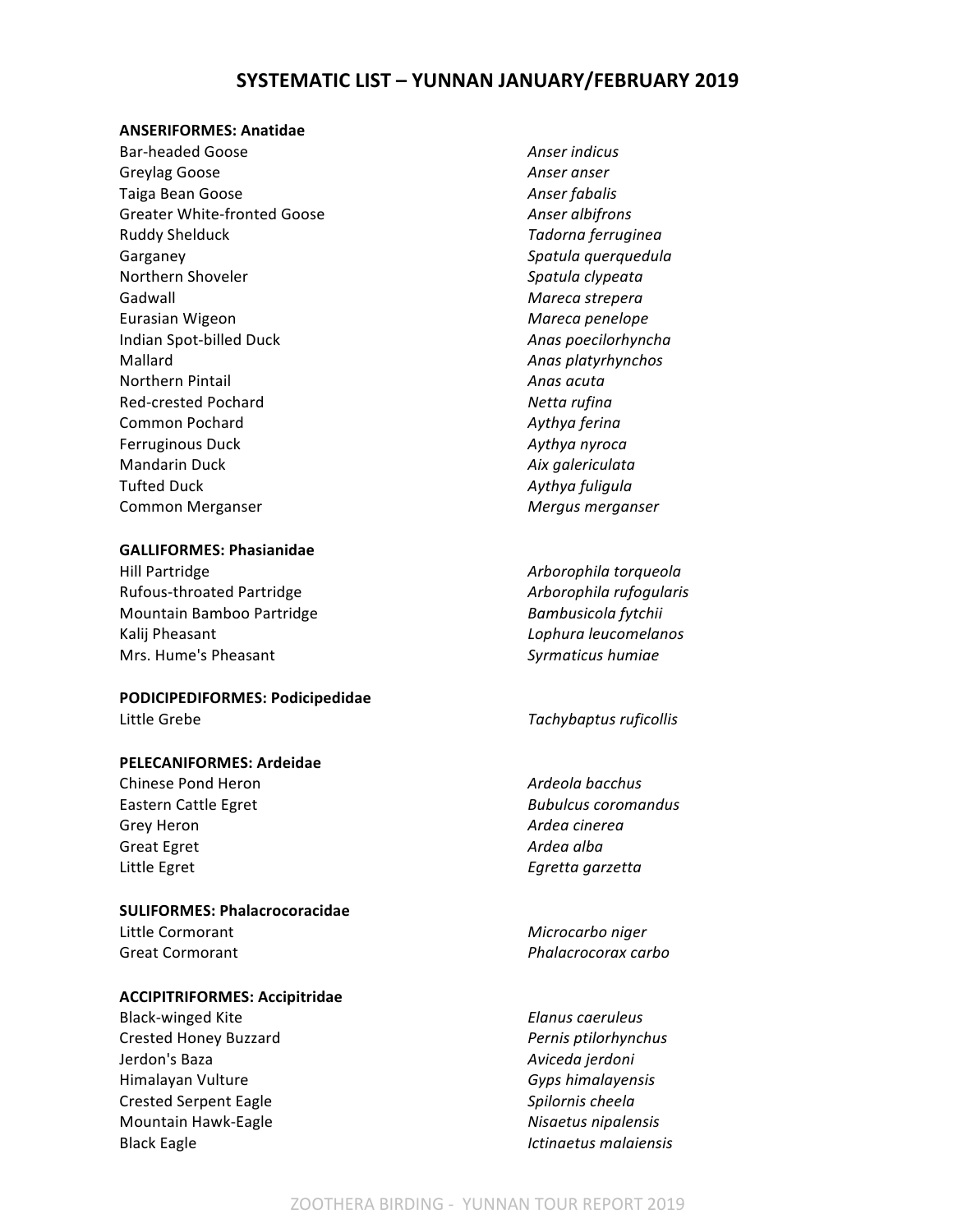# SYSTEMATIC LIST – YUNNAN JANUARY/FEBRUARY 2019

**ANSERIFORMES: Anatidae**

| | |
|---|---|
| Bar-headed Goose | *Anser indicus* |
| Greylag Goose | *Anser anser* |
| Taiga Bean Goose | *Anser fabalis* |
| Greater White-fronted Goose | *Anser albifrons* |
| Ruddy Shelduck | *Tadorna ferruginea* |
| Garganey | *Spatula querquedula* |
| Northern Shoveler | *Spatula clypeata* |
| Gadwall | *Mareca strepera* |
| Eurasian Wigeon | *Mareca penelope* |
| Indian Spot-billed Duck | *Anas poecilorhyncha* |
| Mallard | *Anas platyrhynchos* |
| Northern Pintail | *Anas acuta* |
| Red-crested Pochard | *Netta rufina* |
| Common Pochard | *Aythya ferina* |
| Ferruginous Duck | *Aythya nyroca* |
| Mandarin Duck | *Aix galericulata* |
| Tufted Duck | *Aythya fuligula* |
| Common Merganser | *Mergus merganser* |

**GALLIFORMES: Phasianidae**

| | |
|---|---|
| Hill Partridge | *Arborophila torqueola* |
| Rufous-throated Partridge | *Arborophila rufogularis* |
| Mountain Bamboo Partridge | *Bambusicola fytchii* |
| Kalij Pheasant | *Lophura leucomelanos* |
| Mrs. Hume's Pheasant | *Syrmaticus humiae* |

**PODICIPEDIFORMES: Podicipedidae**

| | |
|---|---|
| Little Grebe | *Tachybaptus ruficollis* |

**PELECANIFORMES: Ardeidae**

| | |
|---|---|
| Chinese Pond Heron | *Ardeola bacchus* |
| Eastern Cattle Egret | *Bubulcus coromandus* |
| Grey Heron | *Ardea cinerea* |
| Great Egret | *Ardea alba* |
| Little Egret | *Egretta garzetta* |

**SULIFORMES: Phalacrocoracidae**

| | |
|---|---|
| Little Cormorant | *Microcarbo niger* |
| Great Cormorant | *Phalacrocorax carbo* |

**ACCIPITRIFORMES: Accipitridae**

| | |
|---|---|
| Black-winged Kite | *Elanus caeruleus* |
| Crested Honey Buzzard | *Pernis ptilorhynchus* |
| Jerdon's Baza | *Aviceda jerdoni* |
| Himalayan Vulture | *Gyps himalayensis* |
| Crested Serpent Eagle | *Spilornis cheela* |
| Mountain Hawk-Eagle | *Nisaetus nipalensis* |
| Black Eagle | *Ictinaetus malaiensis* |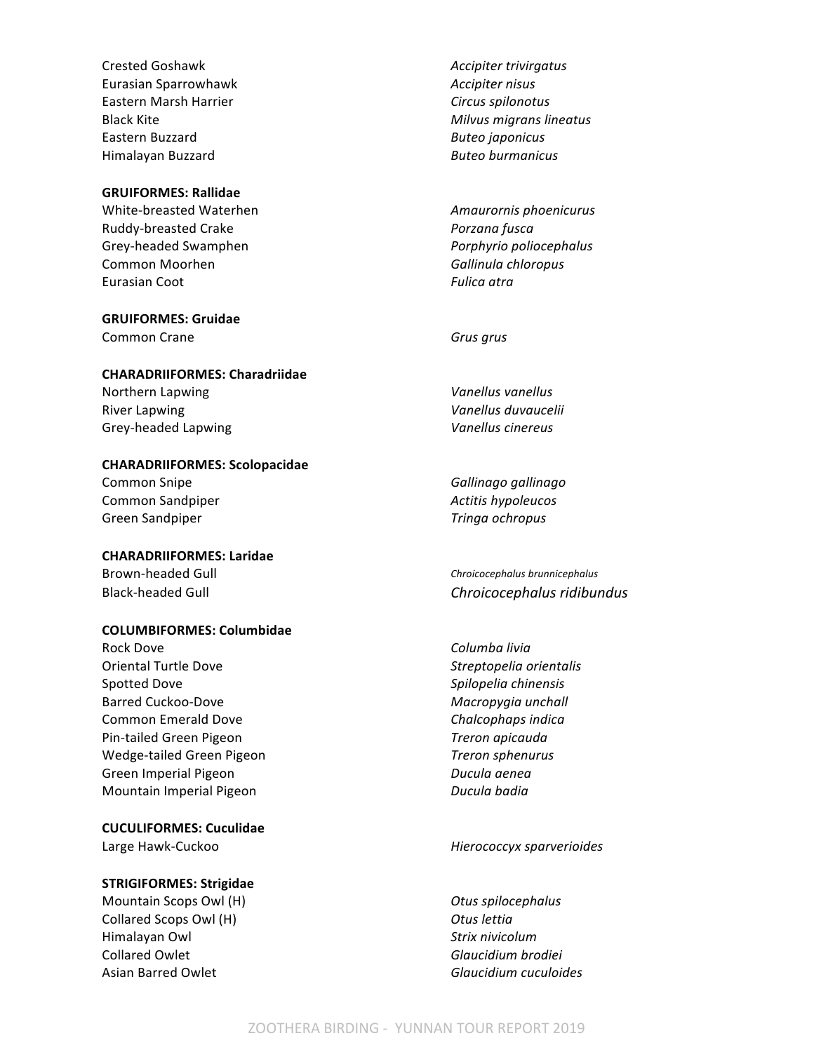| | |
|---|---|
| Crested Goshawk | *Accipiter trivirgatus* |
| Eurasian Sparrowhawk | *Accipiter nisus* |
| Eastern Marsh Harrier | *Circus spilonotus* |
| Black Kite | *Milvus migrans lineatus* |
| Eastern Buzzard | *Buteo japonicus* |
| Himalayan Buzzard | *Buteo burmanicus* |

**GRUIFORMES: Rallidae**

| | |
|---|---|
| White-breasted Waterhen | *Amaurornis phoenicurus* |
| Ruddy-breasted Crake | *Porzana fusca* |
| Grey-headed Swamphen | *Porphyrio poliocephalus* |
| Common Moorhen | *Gallinula chloropus* |
| Eurasian Coot | *Fulica atra* |

**GRUIFORMES: Gruidae**

| | |
|---|---|
| Common Crane | *Grus grus* |

**CHARADRIIFORMES: Charadriidae**

| | |
|---|---|
| Northern Lapwing | *Vanellus vanellus* |
| River Lapwing | *Vanellus duvaucelii* |
| Grey-headed Lapwing | *Vanellus cinereus* |

**CHARADRIIFORMES: Scolopacidae**

| | |
|---|---|
| Common Snipe | *Gallinago gallinago* |
| Common Sandpiper | *Actitis hypoleucos* |
| Green Sandpiper | *Tringa ochropus* |

**CHARADRIIFORMES: Laridae**

| | |
|---|---|
| Brown-headed Gull | *Chroicocephalus brunnicephalus* |
| Black-headed Gull | *Chroicocephalus ridibundus* |

**COLUMBIFORMES: Columbidae**

| | |
|---|---|
| Rock Dove | *Columba livia* |
| Oriental Turtle Dove | *Streptopelia orientalis* |
| Spotted Dove | *Spilopelia chinensis* |
| Barred Cuckoo-Dove | *Macropygia unchall* |
| Common Emerald Dove | *Chalcophaps indica* |
| Pin-tailed Green Pigeon | *Treron apicauda* |
| Wedge-tailed Green Pigeon | *Treron sphenurus* |
| Green Imperial Pigeon | *Ducula aenea* |
| Mountain Imperial Pigeon | *Ducula badia* |

**CUCULIFORMES: Cuculidae**

| | |
|---|---|
| Large Hawk-Cuckoo | *Hierococcyx sparverioides* |

**STRIGIFORMES: Strigidae**

| | |
|---|---|
| Mountain Scops Owl (H) | *Otus spilocephalus* |
| Collared Scops Owl (H) | *Otus lettia* |
| Himalayan Owl | *Strix nivicolum* |
| Collared Owlet | *Glaucidium brodiei* |
| Asian Barred Owlet | *Glaucidium cuculoides* |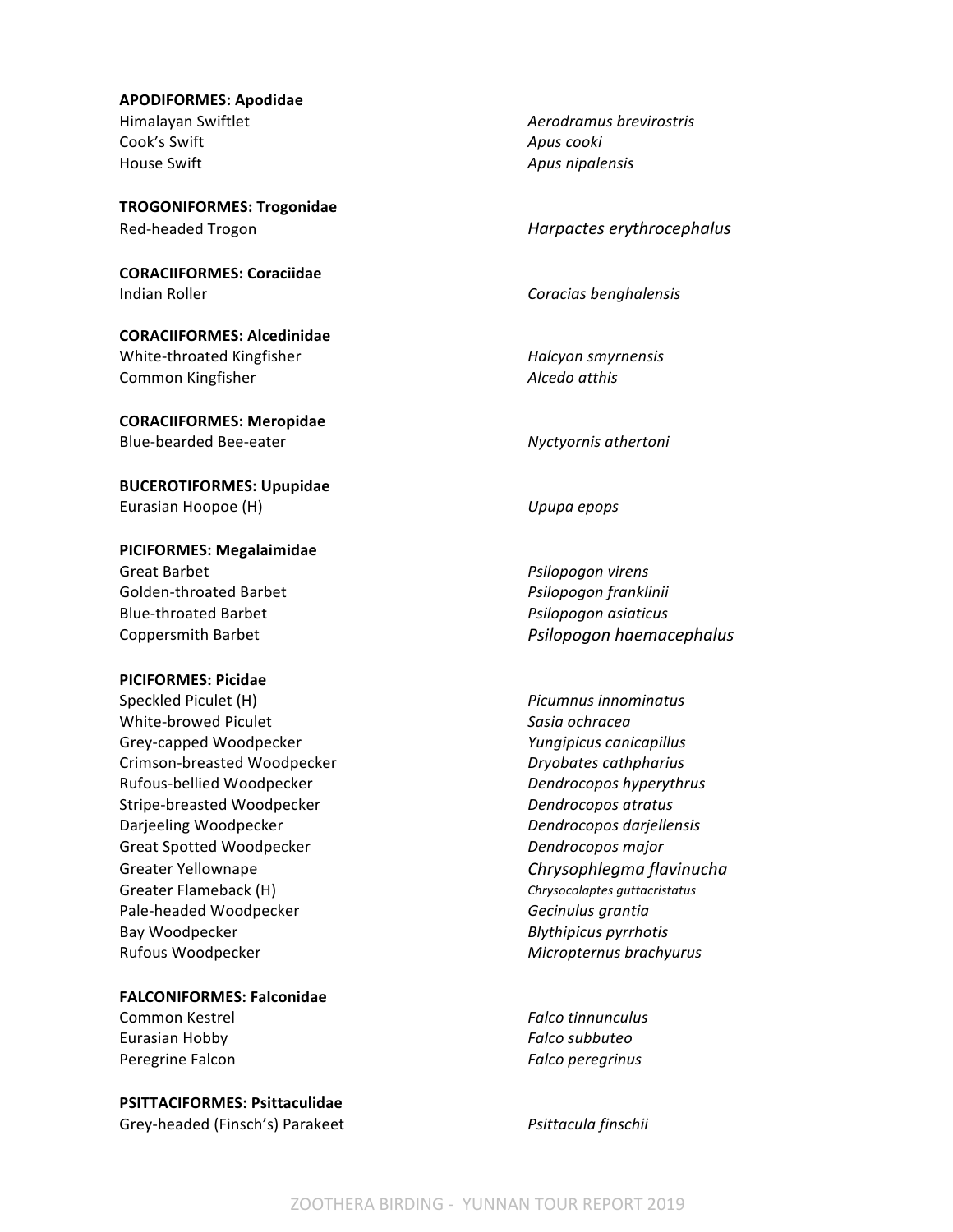**APODIFORMES: Apodidae**

| | |
|---|---|
| Himalayan Swiftlet | *Aerodramus brevirostris* |
| Cook's Swift | *Apus cooki* |
| House Swift | *Apus nipalensis* |

**TROGONIFORMES: Trogonidae**

| | |
|---|---|
| Red-headed Trogon | *Harpactes erythrocephalus* |

**CORACIIFORMES: Coraciidae**

| | |
|---|---|
| Indian Roller | *Coracias benghalensis* |

**CORACIIFORMES: Alcedinidae**

| | |
|---|---|
| White-throated Kingfisher | *Halcyon smyrnensis* |
| Common Kingfisher | *Alcedo atthis* |

**CORACIIFORMES: Meropidae**

| | |
|---|---|
| Blue-bearded Bee-eater | *Nyctyornis athertoni* |

**BUCEROTIFORMES: Upupidae**

| | |
|---|---|
| Eurasian Hoopoe (H) | *Upupa epops* |

**PICIFORMES: Megalaimidae**

| | |
|---|---|
| Great Barbet | *Psilopogon virens* |
| Golden-throated Barbet | *Psilopogon franklinii* |
| Blue-throated Barbet | *Psilopogon asiaticus* |
| Coppersmith Barbet | *Psilopogon haemacephalus* |

**PICIFORMES: Picidae**

| | |
|---|---|
| Speckled Piculet (H) | *Picumnus innominatus* |
| White-browed Piculet | *Sasia ochracea* |
| Grey-capped Woodpecker | *Yungipicus canicapillus* |
| Crimson-breasted Woodpecker | *Dryobates cathpharius* |
| Rufous-bellied Woodpecker | *Dendrocopos hyperythrus* |
| Stripe-breasted Woodpecker | *Dendrocopos atratus* |
| Darjeeling Woodpecker | *Dendrocopos darjellensis* |
| Great Spotted Woodpecker | *Dendrocopos major* |
| Greater Yellownape | *Chrysophlegma flavinucha* |
| Greater Flameback (H) | *Chrysocolaptes guttacristatus* |
| Pale-headed Woodpecker | *Gecinulus grantia* |
| Bay Woodpecker | *Blythipicus pyrrhotis* |
| Rufous Woodpecker | *Micropternus brachyurus* |

**FALCONIFORMES: Falconidae**

| | |
|---|---|
| Common Kestrel | *Falco tinnunculus* |
| Eurasian Hobby | *Falco subbuteo* |
| Peregrine Falcon | *Falco peregrinus* |

**PSITTACIFORMES: Psittaculidae**

| | |
|---|---|
| Grey-headed (Finsch's) Parakeet | *Psittacula finschii* |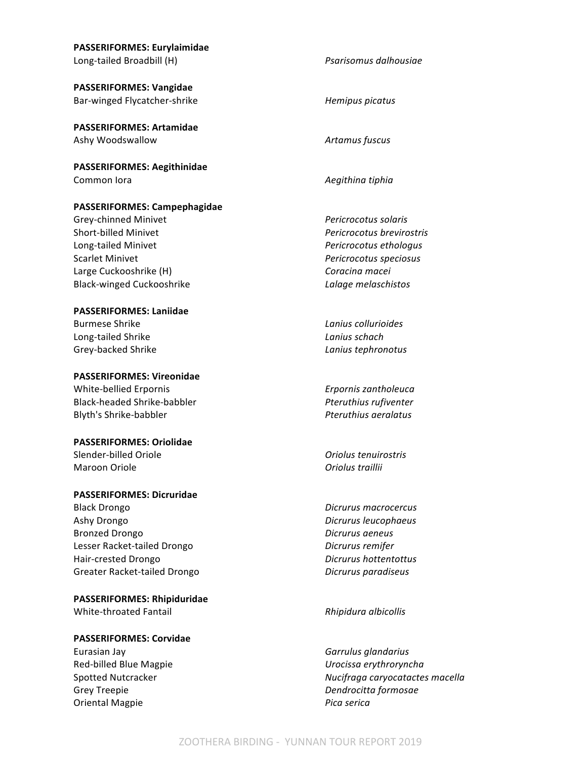**PASSERIFORMES: Eurylaimidae**

| | |
|---|---|
| Long-tailed Broadbill (H) | *Psarisomus dalhousiae* |

**PASSERIFORMES: Vangidae**

| | |
|---|---|
| Bar-winged Flycatcher-shrike | *Hemipus picatus* |

**PASSERIFORMES: Artamidae**

| | |
|---|---|
| Ashy Woodswallow | *Artamus fuscus* |

**PASSERIFORMES: Aegithinidae**

| | |
|---|---|
| Common Iora | *Aegithina tiphia* |

**PASSERIFORMES: Campephagidae**

| | |
|---|---|
| Grey-chinned Minivet | *Pericrocotus solaris* |
| Short-billed Minivet | *Pericrocotus brevirostris* |
| Long-tailed Minivet | *Pericrocotus ethologus* |
| Scarlet Minivet | *Pericrocotus speciosus* |
| Large Cuckooshrike (H) | *Coracina macei* |
| Black-winged Cuckooshrike | *Lalage melaschistos* |

**PASSERIFORMES: Laniidae**

| | |
|---|---|
| Burmese Shrike | *Lanius collurioides* |
| Long-tailed Shrike | *Lanius schach* |
| Grey-backed Shrike | *Lanius tephronotus* |

**PASSERIFORMES: Vireonidae**

| | |
|---|---|
| White-bellied Erpornis | *Erpornis zantholeuca* |
| Black-headed Shrike-babbler | *Pteruthius rufiventer* |
| Blyth's Shrike-babbler | *Pteruthius aeralatus* |

**PASSERIFORMES: Oriolidae**

| | |
|---|---|
| Slender-billed Oriole | *Oriolus tenuirostris* |
| Maroon Oriole | *Oriolus traillii* |

**PASSERIFORMES: Dicruridae**

| | |
|---|---|
| Black Drongo | *Dicrurus macrocercus* |
| Ashy Drongo | *Dicrurus leucophaeus* |
| Bronzed Drongo | *Dicrurus aeneus* |
| Lesser Racket-tailed Drongo | *Dicrurus remifer* |
| Hair-crested Drongo | *Dicrurus hottentottus* |
| Greater Racket-tailed Drongo | *Dicrurus paradiseus* |

**PASSERIFORMES: Rhipiduridae**

| | |
|---|---|
| White-throated Fantail | *Rhipidura albicollis* |

**PASSERIFORMES: Corvidae**

| | |
|---|---|
| Eurasian Jay | *Garrulus glandarius* |
| Red-billed Blue Magpie | *Urocissa erythroryncha* |
| Spotted Nutcracker | *Nucifraga caryocatactes macella* |
| Grey Treepie | *Dendrocitta formosae* |
| Oriental Magpie | *Pica serica* |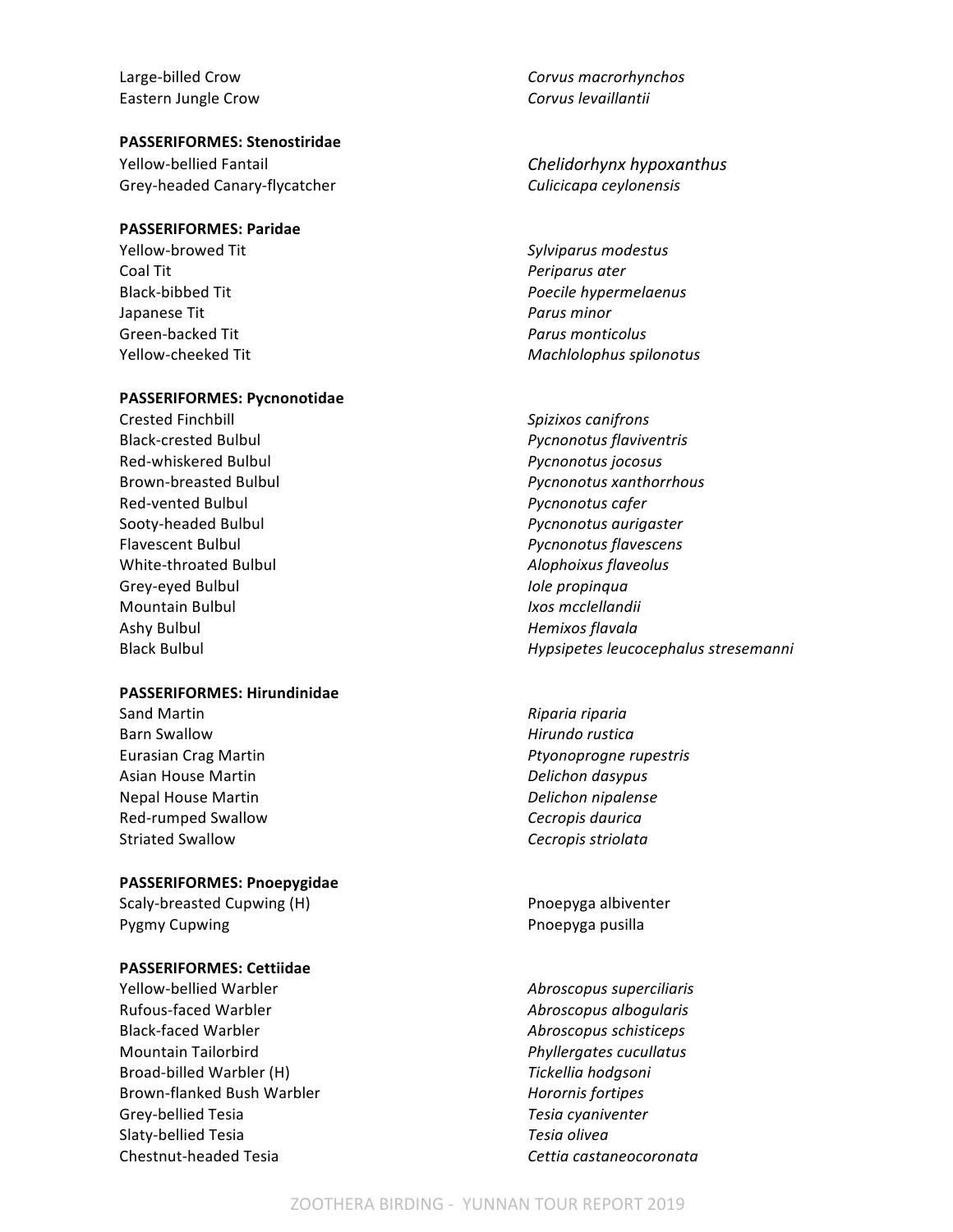| | |
|---|---|
| Large-billed Crow | *Corvus macrorhynchos* |
| Eastern Jungle Crow | *Corvus levaillantii* |

**PASSERIFORMES: Stenostiridae**

| | |
|---|---|
| Yellow-bellied Fantail | *Chelidorhynx hypoxanthus* |
| Grey-headed Canary-flycatcher | *Culicicapa ceylonensis* |

**PASSERIFORMES: Paridae**

| | |
|---|---|
| Yellow-browed Tit | *Sylviparus modestus* |
| Coal Tit | *Periparus ater* |
| Black-bibbed Tit | *Poecile hypermelaenus* |
| Japanese Tit | *Parus minor* |
| Green-backed Tit | *Parus monticolus* |
| Yellow-cheeked Tit | *Machlolophus spilonotus* |

**PASSERIFORMES: Pycnonotidae**

| | |
|---|---|
| Crested Finchbill | *Spizixos canifrons* |
| Black-crested Bulbul | *Pycnonotus flaviventris* |
| Red-whiskered Bulbul | *Pycnonotus jocosus* |
| Brown-breasted Bulbul | *Pycnonotus xanthorrhous* |
| Red-vented Bulbul | *Pycnonotus cafer* |
| Sooty-headed Bulbul | *Pycnonotus aurigaster* |
| Flavescent Bulbul | *Pycnonotus flavescens* |
| White-throated Bulbul | *Alophoixus flaveolus* |
| Grey-eyed Bulbul | *Iole propinqua* |
| Mountain Bulbul | *Ixos mcclellandii* |
| Ashy Bulbul | *Hemixos flavala* |
| Black Bulbul | *Hypsipetes leucocephalus stresemanni* |

**PASSERIFORMES: Hirundinidae**

| | |
|---|---|
| Sand Martin | *Riparia riparia* |
| Barn Swallow | *Hirundo rustica* |
| Eurasian Crag Martin | *Ptyonoprogne rupestris* |
| Asian House Martin | *Delichon dasypus* |
| Nepal House Martin | *Delichon nipalense* |
| Red-rumped Swallow | *Cecropis daurica* |
| Striated Swallow | *Cecropis striolata* |

**PASSERIFORMES: Pnoepygidae**

| | |
|---|---|
| Scaly-breasted Cupwing (H) | Pnoepyga albiventer |
| Pygmy Cupwing | Pnoepyga pusilla |

**PASSERIFORMES: Cettiidae**

| | |
|---|---|
| Yellow-bellied Warbler | *Abroscopus superciliaris* |
| Rufous-faced Warbler | *Abroscopus albogularis* |
| Black-faced Warbler | *Abroscopus schisticeps* |
| Mountain Tailorbird | *Phyllergates cucullatus* |
| Broad-billed Warbler (H) | *Tickellia hodgsoni* |
| Brown-flanked Bush Warbler | *Horornis fortipes* |
| Grey-bellied Tesia | *Tesia cyaniventer* |
| Slaty-bellied Tesia | *Tesia olivea* |
| Chestnut-headed Tesia | *Cettia castaneocoronata* |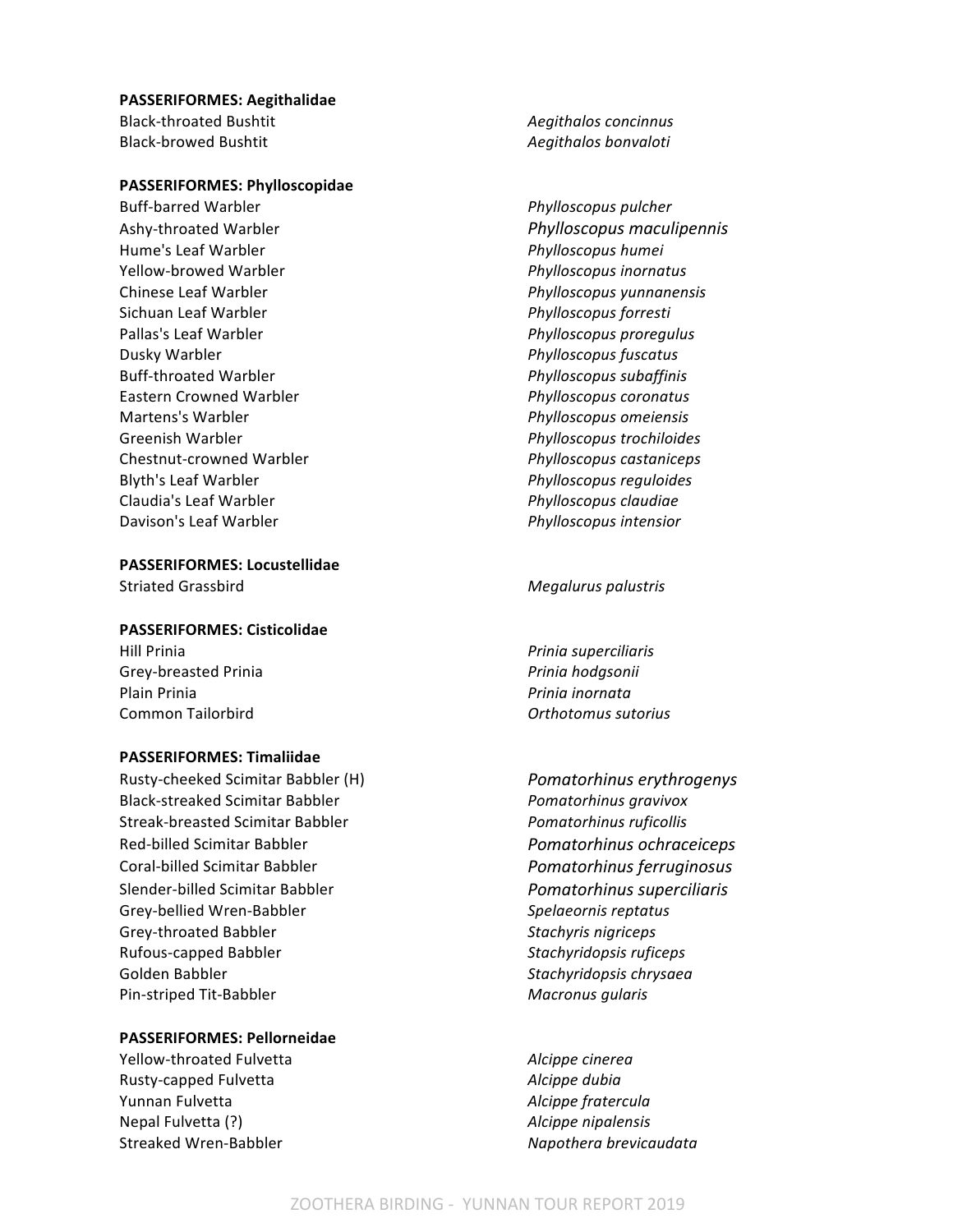**PASSERIFORMES: Aegithalidae**

| | |
|---|---|
| Black-throated Bushtit | *Aegithalos concinnus* |
| Black-browed Bushtit | *Aegithalos bonvaloti* |

**PASSERIFORMES: Phylloscopidae**

| | |
|---|---|
| Buff-barred Warbler | *Phylloscopus pulcher* |
| Ashy-throated Warbler | *Phylloscopus maculipennis* |
| Hume's Leaf Warbler | *Phylloscopus humei* |
| Yellow-browed Warbler | *Phylloscopus inornatus* |
| Chinese Leaf Warbler | *Phylloscopus yunnanensis* |
| Sichuan Leaf Warbler | *Phylloscopus forresti* |
| Pallas's Leaf Warbler | *Phylloscopus proregulus* |
| Dusky Warbler | *Phylloscopus fuscatus* |
| Buff-throated Warbler | *Phylloscopus subaffinis* |
| Eastern Crowned Warbler | *Phylloscopus coronatus* |
| Martens's Warbler | *Phylloscopus omeiensis* |
| Greenish Warbler | *Phylloscopus trochiloides* |
| Chestnut-crowned Warbler | *Phylloscopus castaniceps* |
| Blyth's Leaf Warbler | *Phylloscopus reguloides* |
| Claudia's Leaf Warbler | *Phylloscopus claudiae* |
| Davison's Leaf Warbler | *Phylloscopus intensior* |

**PASSERIFORMES: Locustellidae**

| | |
|---|---|
| Striated Grassbird | *Megalurus palustris* |

**PASSERIFORMES: Cisticolidae**

| | |
|---|---|
| Hill Prinia | *Prinia superciliaris* |
| Grey-breasted Prinia | *Prinia hodgsonii* |
| Plain Prinia | *Prinia inornata* |
| Common Tailorbird | *Orthotomus sutorius* |

**PASSERIFORMES: Timaliidae**

| | |
|---|---|
| Rusty-cheeked Scimitar Babbler (H) | *Pomatorhinus erythrogenys* |
| Black-streaked Scimitar Babbler | *Pomatorhinus gravivox* |
| Streak-breasted Scimitar Babbler | *Pomatorhinus ruficollis* |
| Red-billed Scimitar Babbler | *Pomatorhinus ochraceiceps* |
| Coral-billed Scimitar Babbler | *Pomatorhinus ferruginosus* |
| Slender-billed Scimitar Babbler | *Pomatorhinus superciliaris* |
| Grey-bellied Wren-Babbler | *Spelaeornis reptatus* |
| Grey-throated Babbler | *Stachyris nigriceps* |
| Rufous-capped Babbler | *Stachyridopsis ruficeps* |
| Golden Babbler | *Stachyridopsis chrysaea* |
| Pin-striped Tit-Babbler | *Macronus gularis* |

**PASSERIFORMES: Pellorneidae**

| | |
|---|---|
| Yellow-throated Fulvetta | *Alcippe cinerea* |
| Rusty-capped Fulvetta | *Alcippe dubia* |
| Yunnan Fulvetta | *Alcippe fratercula* |
| Nepal Fulvetta (?) | *Alcippe nipalensis* |
| Streaked Wren-Babbler | *Napothera brevicaudata* |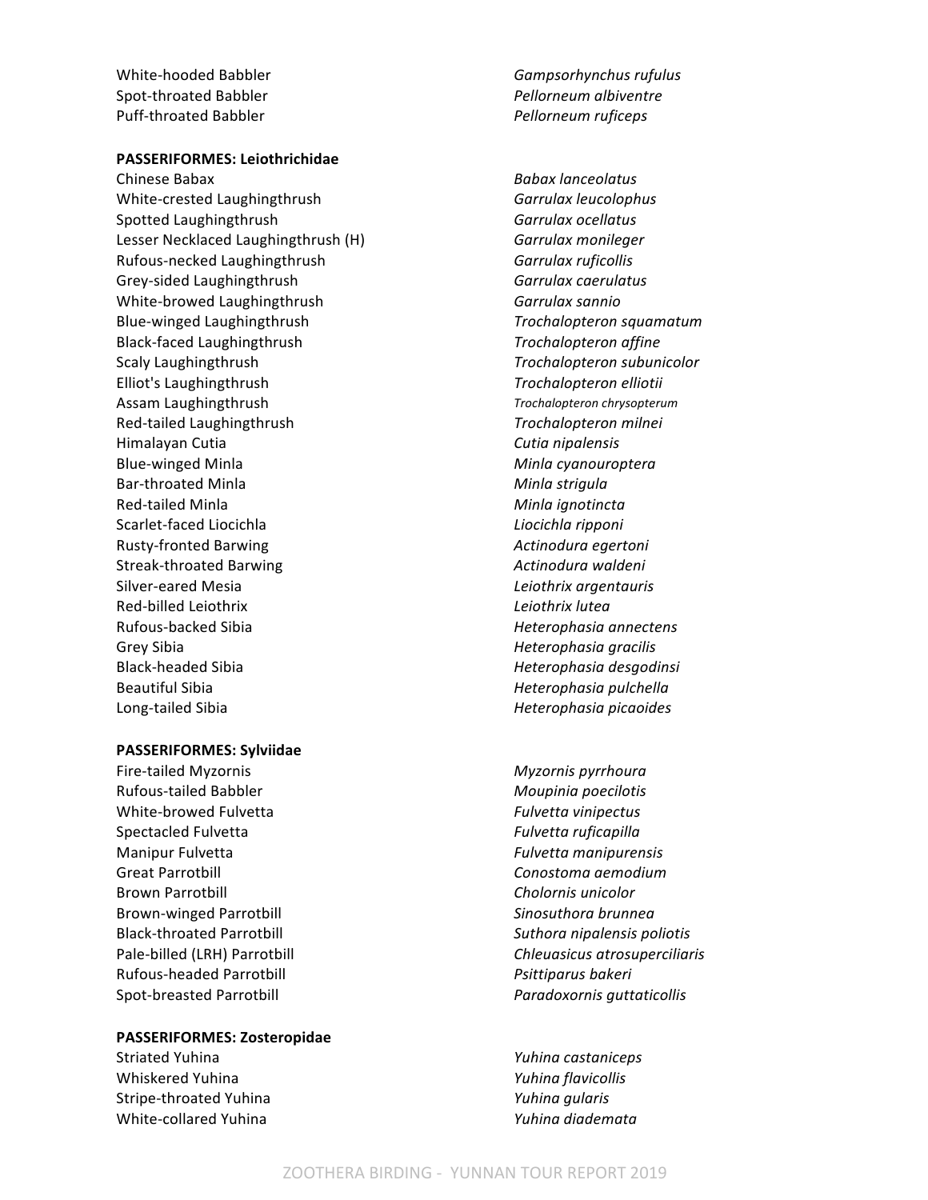| | |
|---|---|
| White-hooded Babbler | *Gampsorhynchus rufulus* |
| Spot-throated Babbler | *Pellorneum albiventre* |
| Puff-throated Babbler | *Pellorneum ruficeps* |

**PASSERIFORMES: Leiothrichidae**

| | |
|---|---|
| Chinese Babax | *Babax lanceolatus* |
| White-crested Laughingthrush | *Garrulax leucolophus* |
| Spotted Laughingthrush | *Garrulax ocellatus* |
| Lesser Necklaced Laughingthrush (H) | *Garrulax monileger* |
| Rufous-necked Laughingthrush | *Garrulax ruficollis* |
| Grey-sided Laughingthrush | *Garrulax caerulatus* |
| White-browed Laughingthrush | *Garrulax sannio* |
| Blue-winged Laughingthrush | *Trochalopteron squamatum* |
| Black-faced Laughingthrush | *Trochalopteron affine* |
| Scaly Laughingthrush | *Trochalopteron subunicolor* |
| Elliot's Laughingthrush | *Trochalopteron elliotii* |
| Assam Laughingthrush | *Trochalopteron chrysopterum* |
| Red-tailed Laughingthrush | *Trochalopteron milnei* |
| Himalayan Cutia | *Cutia nipalensis* |
| Blue-winged Minla | *Minla cyanouroptera* |
| Bar-throated Minla | *Minla strigula* |
| Red-tailed Minla | *Minla ignotincta* |
| Scarlet-faced Liocichla | *Liocichla ripponi* |
| Rusty-fronted Barwing | *Actinodura egertoni* |
| Streak-throated Barwing | *Actinodura waldeni* |
| Silver-eared Mesia | *Leiothrix argentauris* |
| Red-billed Leiothrix | *Leiothrix lutea* |
| Rufous-backed Sibia | *Heterophasia annectens* |
| Grey Sibia | *Heterophasia gracilis* |
| Black-headed Sibia | *Heterophasia desgodinsi* |
| Beautiful Sibia | *Heterophasia pulchella* |
| Long-tailed Sibia | *Heterophasia picaoides* |

**PASSERIFORMES: Sylviidae**

| | |
|---|---|
| Fire-tailed Myzornis | *Myzornis pyrrhoura* |
| Rufous-tailed Babbler | *Moupinia poecilotis* |
| White-browed Fulvetta | *Fulvetta vinipectus* |
| Spectacled Fulvetta | *Fulvetta ruficapilla* |
| Manipur Fulvetta | *Fulvetta manipurensis* |
| Great Parrotbill | *Conostoma aemodium* |
| Brown Parrotbill | *Cholornis unicolor* |
| Brown-winged Parrotbill | *Sinosuthora brunnea* |
| Black-throated Parrotbill | *Suthora nipalensis poliotis* |
| Pale-billed (LRH) Parrotbill | *Chleuasicus atrosuperciliaris* |
| Rufous-headed Parrotbill | *Psittiparus bakeri* |
| Spot-breasted Parrotbill | *Paradoxornis guttaticollis* |

**PASSERIFORMES: Zosteropidae**

| | |
|---|---|
| Striated Yuhina | *Yuhina castaniceps* |
| Whiskered Yuhina | *Yuhina flavicollis* |
| Stripe-throated Yuhina | *Yuhina gularis* |
| White-collared Yuhina | *Yuhina diademata* |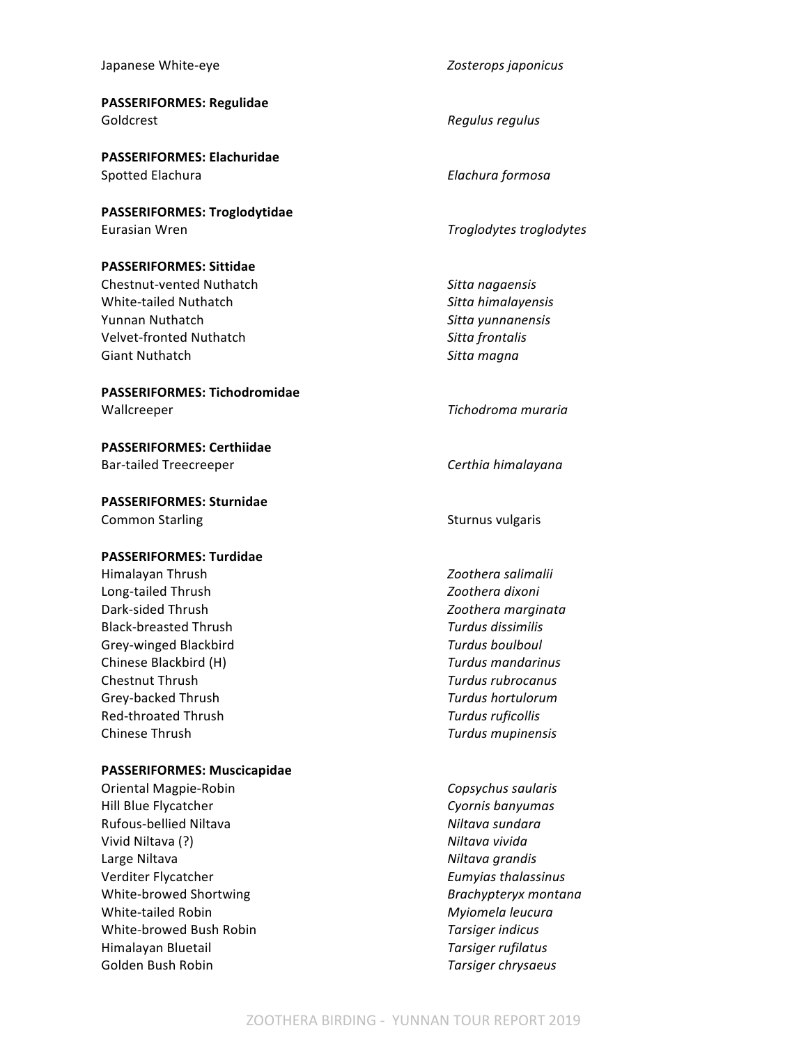| | |
|---|---|
| Japanese White-eye | *Zosterops japonicus* |
| **PASSERIFORMES: Regulidae** | |
| Goldcrest | *Regulus regulus* |
| **PASSERIFORMES: Elachuridae** | |
| Spotted Elachura | *Elachura formosa* |
| **PASSERIFORMES: Troglodytidae** | |
| Eurasian Wren | *Troglodytes troglodytes* |
| **PASSERIFORMES: Sittidae** | |
| Chestnut-vented Nuthatch | *Sitta nagaensis* |
| White-tailed Nuthatch | *Sitta himalayensis* |
| Yunnan Nuthatch | *Sitta yunnanensis* |
| Velvet-fronted Nuthatch | *Sitta frontalis* |
| Giant Nuthatch | *Sitta magna* |
| **PASSERIFORMES: Tichodromidae** | |
| Wallcreeper | *Tichodroma muraria* |
| **PASSERIFORMES: Certhiidae** | |
| Bar-tailed Treecreeper | *Certhia himalayana* |
| **PASSERIFORMES: Sturnidae** | |
| Common Starling | Sturnus vulgaris |
| **PASSERIFORMES: Turdidae** | |
| Himalayan Thrush | *Zoothera salimalii* |
| Long-tailed Thrush | *Zoothera dixoni* |
| Dark-sided Thrush | *Zoothera marginata* |
| Black-breasted Thrush | *Turdus dissimilis* |
| Grey-winged Blackbird | *Turdus boulboul* |
| Chinese Blackbird (H) | *Turdus mandarinus* |
| Chestnut Thrush | *Turdus rubrocanus* |
| Grey-backed Thrush | *Turdus hortulorum* |
| Red-throated Thrush | *Turdus ruficollis* |
| Chinese Thrush | *Turdus mupinensis* |
| **PASSERIFORMES: Muscicapidae** | |
| Oriental Magpie-Robin | *Copsychus saularis* |
| Hill Blue Flycatcher | *Cyornis banyumas* |
| Rufous-bellied Niltava | *Niltava sundara* |
| Vivid Niltava (?) | *Niltava vivida* |
| Large Niltava | *Niltava grandis* |
| Verditer Flycatcher | *Eumyias thalassinus* |
| White-browed Shortwing | *Brachypteryx montana* |
| White-tailed Robin | *Myiomela leucura* |
| White-browed Bush Robin | *Tarsiger indicus* |
| Himalayan Bluetail | *Tarsiger rufilatus* |
| Golden Bush Robin | *Tarsiger chrysaeus* |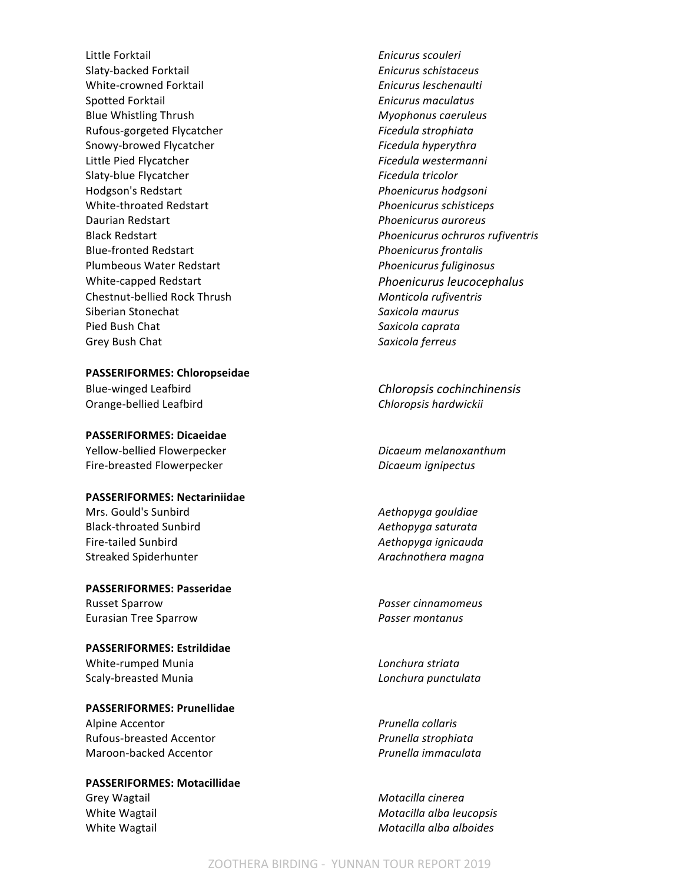| | |
|---|---|
| Little Forktail | *Enicurus scouleri* |
| Slaty-backed Forktail | *Enicurus schistaceus* |
| White-crowned Forktail | *Enicurus leschenaulti* |
| Spotted Forktail | *Enicurus maculatus* |
| Blue Whistling Thrush | *Myophonus caeruleus* |
| Rufous-gorgeted Flycatcher | *Ficedula strophiata* |
| Snowy-browed Flycatcher | *Ficedula hyperythra* |
| Little Pied Flycatcher | *Ficedula westermanni* |
| Slaty-blue Flycatcher | *Ficedula tricolor* |
| Hodgson's Redstart | *Phoenicurus hodgsoni* |
| White-throated Redstart | *Phoenicurus schisticeps* |
| Daurian Redstart | *Phoenicurus auroreus* |
| Black Redstart | *Phoenicurus ochruros rufiventris* |
| Blue-fronted Redstart | *Phoenicurus frontalis* |
| Plumbeous Water Redstart | *Phoenicurus fuliginosus* |
| White-capped Redstart | *Phoenicurus leucocephalus* |
| Chestnut-bellied Rock Thrush | *Monticola rufiventris* |
| Siberian Stonechat | *Saxicola maurus* |
| Pied Bush Chat | *Saxicola caprata* |
| Grey Bush Chat | *Saxicola ferreus* |

**PASSERIFORMES: Chloropseidae**

| | |
|---|---|
| Blue-winged Leafbird | *Chloropsis cochinchinensis* |
| Orange-bellied Leafbird | *Chloropsis hardwickii* |

**PASSERIFORMES: Dicaeidae**

| | |
|---|---|
| Yellow-bellied Flowerpecker | *Dicaeum melanoxanthum* |
| Fire-breasted Flowerpecker | *Dicaeum ignipectus* |

**PASSERIFORMES: Nectariniidae**

| | |
|---|---|
| Mrs. Gould's Sunbird | *Aethopyga gouldiae* |
| Black-throated Sunbird | *Aethopyga saturata* |
| Fire-tailed Sunbird | *Aethopyga ignicauda* |
| Streaked Spiderhunter | *Arachnothera magna* |

**PASSERIFORMES: Passeridae**

| | |
|---|---|
| Russet Sparrow | *Passer cinnamomeus* |
| Eurasian Tree Sparrow | *Passer montanus* |

**PASSERIFORMES: Estrildidae**

| | |
|---|---|
| White-rumped Munia | *Lonchura striata* |
| Scaly-breasted Munia | *Lonchura punctulata* |

**PASSERIFORMES: Prunellidae**

| | |
|---|---|
| Alpine Accentor | *Prunella collaris* |
| Rufous-breasted Accentor | *Prunella strophiata* |
| Maroon-backed Accentor | *Prunella immaculata* |

**PASSERIFORMES: Motacillidae**

| | |
|---|---|
| Grey Wagtail | *Motacilla cinerea* |
| White Wagtail | *Motacilla alba leucopsis* |
| White Wagtail | *Motacilla alba alboides* |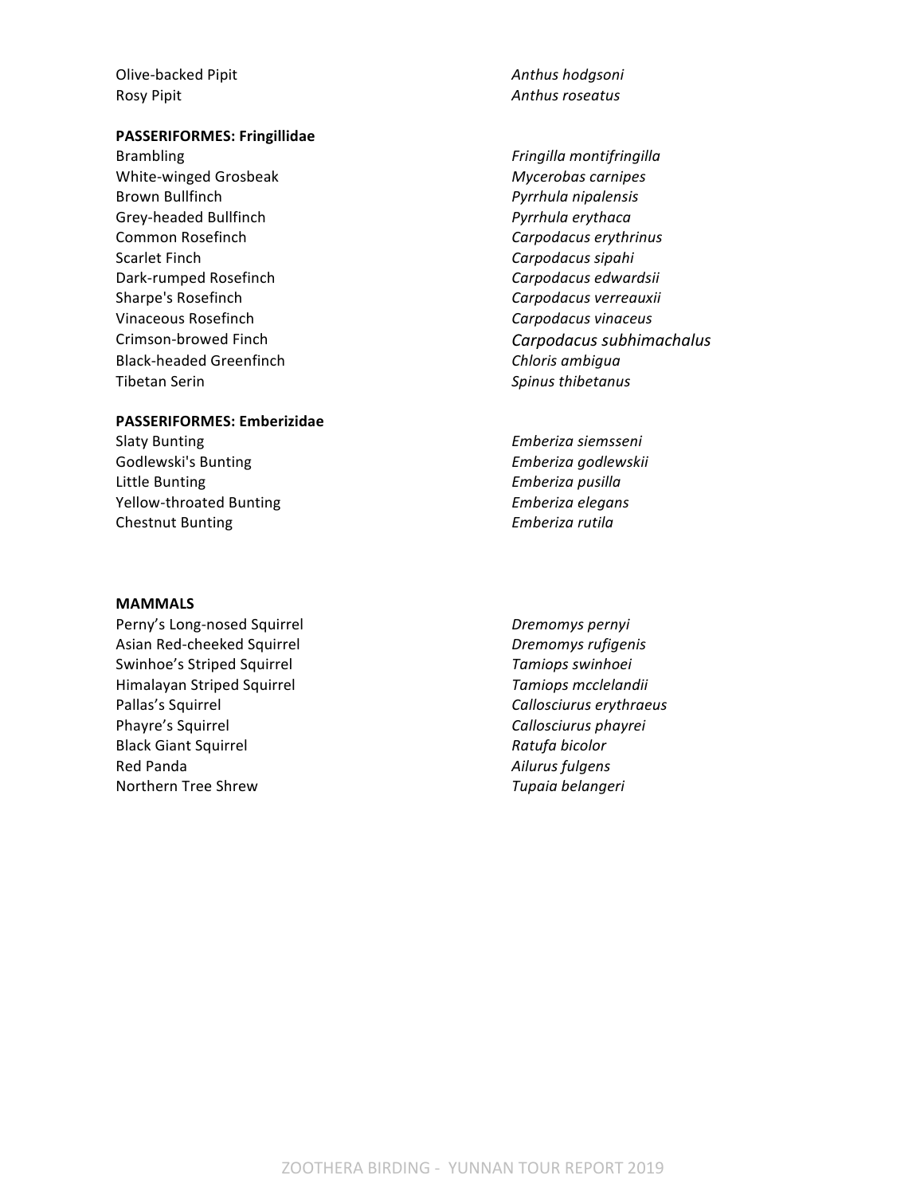| | |
|---|---|
| Olive-backed Pipit | *Anthus hodgsoni* |
| Rosy Pipit | *Anthus roseatus* |

**PASSERIFORMES: Fringillidae**

| | |
|---|---|
| Brambling | *Fringilla montifringilla* |
| White-winged Grosbeak | *Mycerobas carnipes* |
| Brown Bullfinch | *Pyrrhula nipalensis* |
| Grey-headed Bullfinch | *Pyrrhula erythaca* |
| Common Rosefinch | *Carpodacus erythrinus* |
| Scarlet Finch | *Carpodacus sipahi* |
| Dark-rumped Rosefinch | *Carpodacus edwardsii* |
| Sharpe's Rosefinch | *Carpodacus verreauxii* |
| Vinaceous Rosefinch | *Carpodacus vinaceus* |
| Crimson-browed Finch | *Carpodacus subhimachalus* |
| Black-headed Greenfinch | *Chloris ambigua* |
| Tibetan Serin | *Spinus thibetanus* |

**PASSERIFORMES: Emberizidae**

| | |
|---|---|
| Slaty Bunting | *Emberiza siemsseni* |
| Godlewski's Bunting | *Emberiza godlewskii* |
| Little Bunting | *Emberiza pusilla* |
| Yellow-throated Bunting | *Emberiza elegans* |
| Chestnut Bunting | *Emberiza rutila* |

**MAMMALS**

| | |
|---|---|
| Perny's Long-nosed Squirrel | *Dremomys pernyi* |
| Asian Red-cheeked Squirrel | *Dremomys rufigenis* |
| Swinhoe's Striped Squirrel | *Tamiops swinhoei* |
| Himalayan Striped Squirrel | *Tamiops mcclelandii* |
| Pallas's Squirrel | *Callosciurus erythraeus* |
| Phayre's Squirrel | *Callosciurus phayrei* |
| Black Giant Squirrel | *Ratufa bicolor* |
| Red Panda | *Ailurus fulgens* |
| Northern Tree Shrew | *Tupaia belangeri* |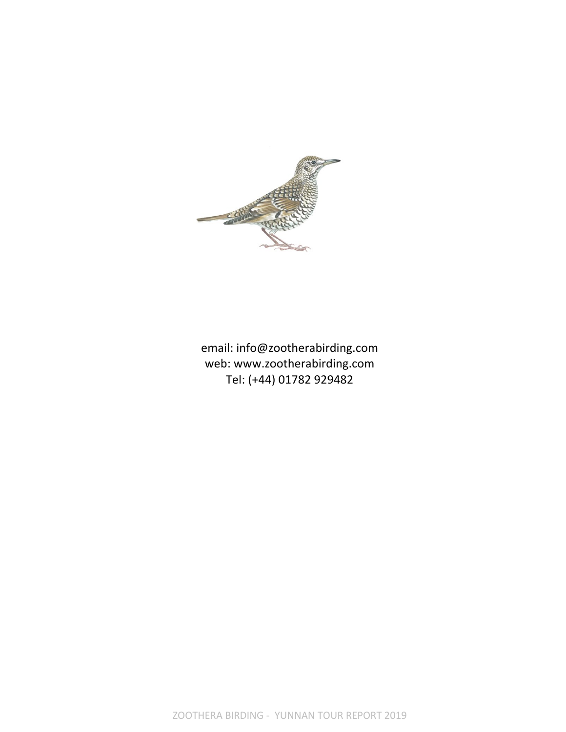email: info@zootherabirding.com
web: www.zootherabirding.com
Tel: (+44) 01782 929482